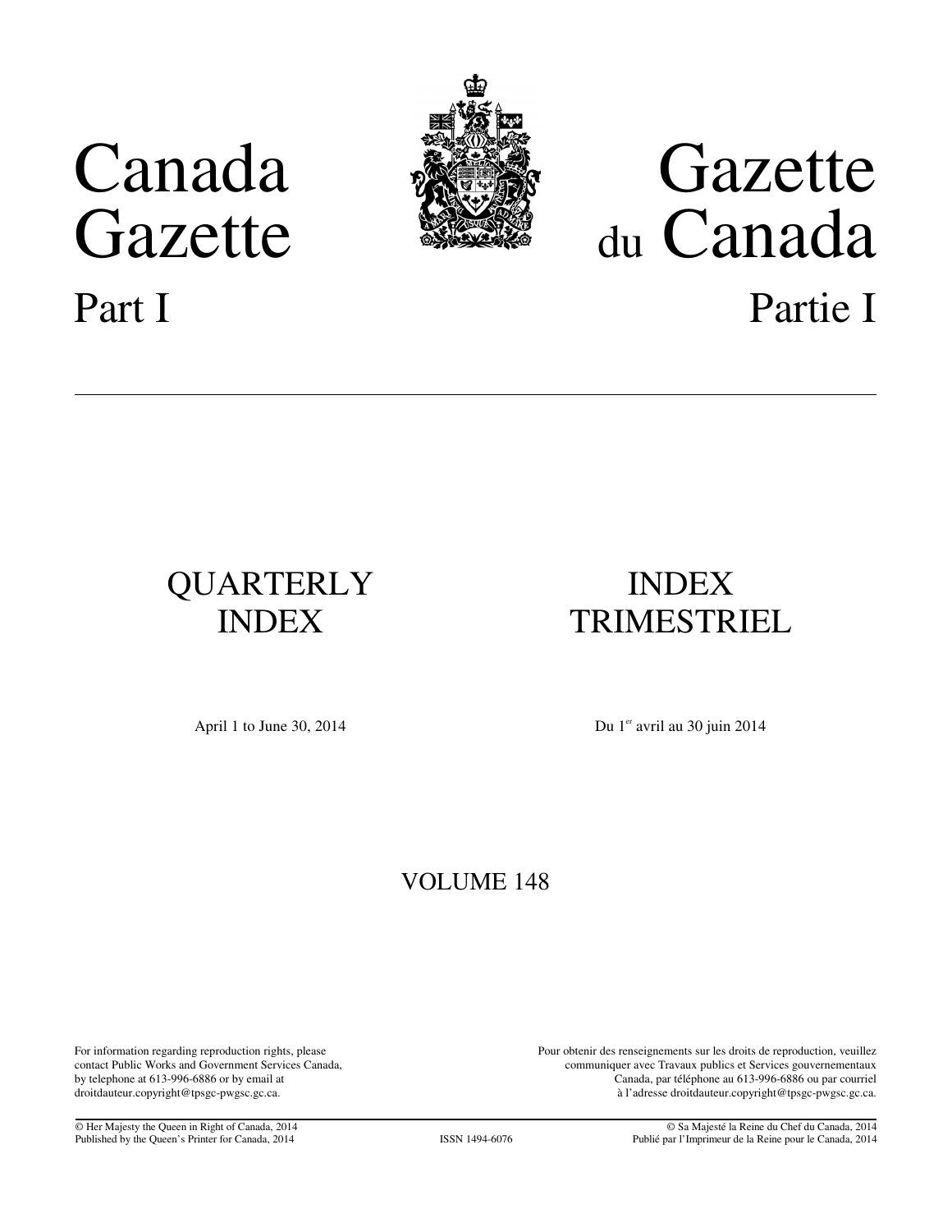# Canada Gazette

## Part I

# Gazette du Canada

## Partie I

## QUARTERLY INDEX

April 1 to June 30, 2014

## INDEX TRIMESTRIEL

Du 1[er] avril au 30 juin 2014

VOLUME 148

For information regarding reproduction rights, please contact Public Works and Government Services Canada, by telephone at 613-996-6886 or by email at droitdauteur.copyright@tpsgc-pwgsc.gc.ca.

Pour obtenir des renseignements sur les droits de reproduction, veuillez communiquer avec Travaux publics et Services gouvernementaux Canada, par téléphone au 613-996-6886 ou par courriel à l'adresse droitdauteur.copyright@tpsgc-pwgsc.gc.ca.

© Her Majesty the Queen in Right of Canada, 2014
Published by the Queen's Printer for Canada, 2014

ISSN 1494-6076

© Sa Majesté la Reine du Chef du Canada, 2014
Publié par l'Imprimeur de la Reine pour le Canada, 2014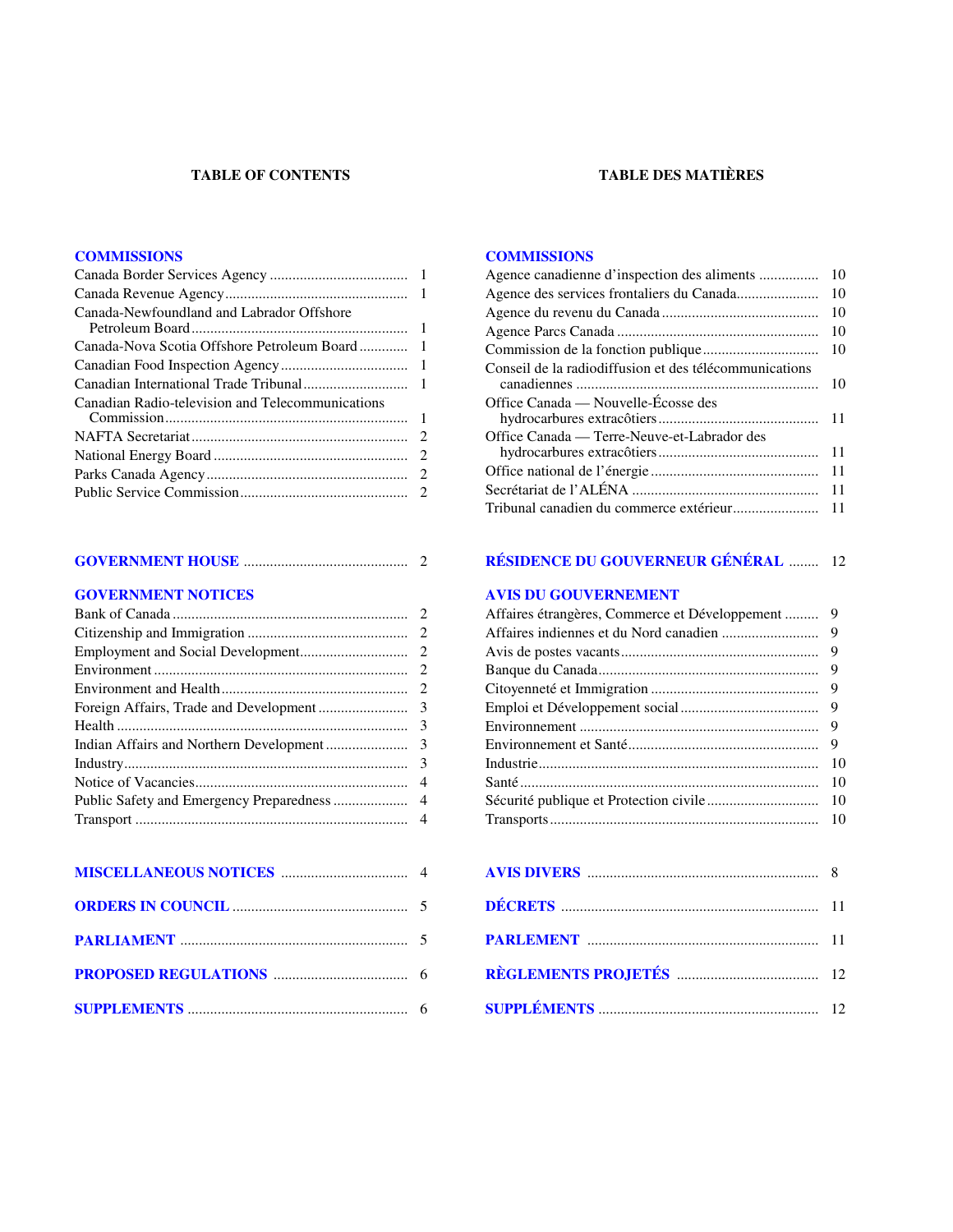## TABLE OF CONTENTS

### COMMISSIONS

| | |
|---|---|
| Canada Border Services Agency | 1 |
| Canada Revenue Agency | 1 |
| Canada-Newfoundland and Labrador Offshore Petroleum Board | 1 |
| Canada-Nova Scotia Offshore Petroleum Board | 1 |
| Canadian Food Inspection Agency | 1 |
| Canadian International Trade Tribunal | 1 |
| Canadian Radio-television and Telecommunications Commission | 1 |
| NAFTA Secretariat | 2 |
| National Energy Board | 2 |
| Parks Canada Agency | 2 |
| Public Service Commission | 2 |

### GOVERNMENT HOUSE ........ 2

### GOVERNMENT NOTICES

| | |
|---|---|
| Bank of Canada | 2 |
| Citizenship and Immigration | 2 |
| Employment and Social Development | 2 |
| Environment | 2 |
| Environment and Health | 2 |
| Foreign Affairs, Trade and Development | 3 |
| Health | 3 |
| Indian Affairs and Northern Development | 3 |
| Industry | 3 |
| Notice of Vacancies | 4 |
| Public Safety and Emergency Preparedness | 4 |
| Transport | 4 |

### MISCELLANEOUS NOTICES ........ 4

### ORDERS IN COUNCIL ........ 5

### PARLIAMENT ........ 5

### PROPOSED REGULATIONS ........ 6

### SUPPLEMENTS ........ 6

## TABLE DES MATIÈRES

### COMMISSIONS

| | |
|---|---|
| Agence canadienne d’inspection des aliments | 10 |
| Agence des services frontaliers du Canada | 10 |
| Agence du revenu du Canada | 10 |
| Agence Parcs Canada | 10 |
| Commission de la fonction publique | 10 |
| Conseil de la radiodiffusion et des télécommunications canadiennes | 10 |
| Office Canada — Nouvelle-Écosse des hydrocarbures extracôtiers | 11 |
| Office Canada — Terre-Neuve-et-Labrador des hydrocarbures extracôtiers | 11 |
| Office national de l’énergie | 11 |
| Secrétariat de l’ALÉNA | 11 |
| Tribunal canadien du commerce extérieur | 11 |

### RÉSIDENCE DU GOUVERNEUR GÉNÉRAL ........ 12

### AVIS DU GOUVERNEMENT

| | |
|---|---|
| Affaires étrangères, Commerce et Développement | 9 |
| Affaires indiennes et du Nord canadien | 9 |
| Avis de postes vacants | 9 |
| Banque du Canada | 9 |
| Citoyenneté et Immigration | 9 |
| Emploi et Développement social | 9 |
| Environnement | 9 |
| Environnement et Santé | 9 |
| Industrie | 10 |
| Santé | 10 |
| Sécurité publique et Protection civile | 10 |
| Transports | 10 |

### AVIS DIVERS ........ 8

### DÉCRETS ........ 11

### PARLEMENT ........ 11

### RÈGLEMENTS PROJETÉS ........ 12

### SUPPLÉMENTS ........ 12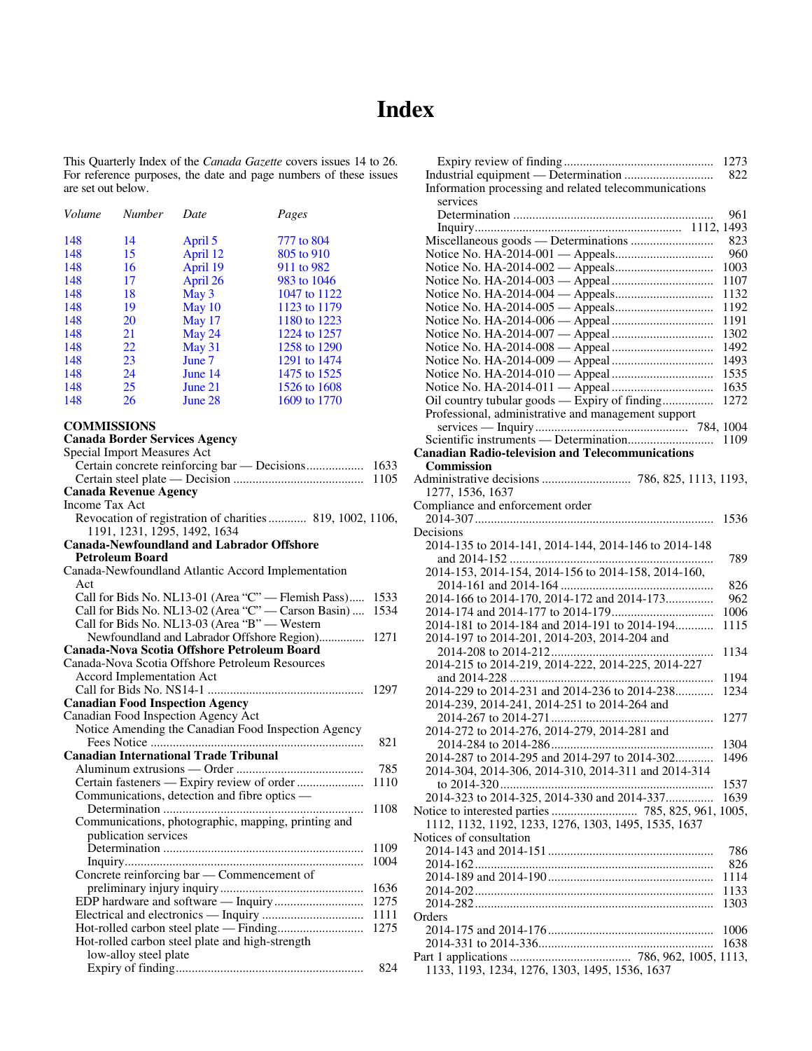# Index

This Quarterly Index of the *Canada Gazette* covers issues 14 to 26. For reference purposes, the date and page numbers of these issues are set out below.

| *Volume* | *Number* | *Date* | *Pages* |
|---|---|---|---|
| 148 | 14 | April 5 | 777 to 804 |
| 148 | 15 | April 12 | 805 to 910 |
| 148 | 16 | April 19 | 911 to 982 |
| 148 | 17 | April 26 | 983 to 1046 |
| 148 | 18 | May 3 | 1047 to 1122 |
| 148 | 19 | May 10 | 1123 to 1179 |
| 148 | 20 | May 17 | 1180 to 1223 |
| 148 | 21 | May 24 | 1224 to 1257 |
| 148 | 22 | May 31 | 1258 to 1290 |
| 148 | 23 | June 7 | 1291 to 1474 |
| 148 | 24 | June 14 | 1475 to 1525 |
| 148 | 25 | June 21 | 1526 to 1608 |
| 148 | 26 | June 28 | 1609 to 1770 |

**COMMISSIONS**

**Canada Border Services Agency**

Special Import Measures Act
- Certain concrete reinforcing bar — Decisions .......... 1633
- Certain steel plate — Decision .......... 1105

**Canada Revenue Agency**

Income Tax Act
- Revocation of registration of charities .......... 819, 1002, 1106, 1191, 1231, 1295, 1492, 1634

**Canada-Newfoundland and Labrador Offshore Petroleum Board**

Canada-Newfoundland Atlantic Accord Implementation Act
- Call for Bids No. NL13-01 (Area “C” — Flemish Pass) .......... 1533
- Call for Bids No. NL13-02 (Area “C” — Carson Basin) .......... 1534
- Call for Bids No. NL13-03 (Area “B” — Western Newfoundland and Labrador Offshore Region) .......... 1271

**Canada-Nova Scotia Offshore Petroleum Board**

Canada-Nova Scotia Offshore Petroleum Resources Accord Implementation Act
- Call for Bids No. NS14-1 .......... 1297

**Canadian Food Inspection Agency**

Canadian Food Inspection Agency Act
- Notice Amending the Canadian Food Inspection Agency Fees Notice .......... 821

**Canadian International Trade Tribunal**
- Aluminum extrusions — Order .......... 785
- Certain fasteners — Expiry review of order .......... 1110
- Communications, detection and fibre optics — Determination .......... 1108
- Communications, photographic, mapping, printing and publication services
  - Determination .......... 1109
  - Inquiry .......... 1004
- Concrete reinforcing bar — Commencement of preliminary injury inquiry .......... 1636
- EDP hardware and software — Inquiry .......... 1275
- Electrical and electronics — Inquiry .......... 1111
- Hot-rolled carbon steel plate — Finding .......... 1275
- Hot-rolled carbon steel plate and high-strength low-alloy steel plate
  - Expiry of finding .......... 824
  - Expiry review of finding .......... 1273
- Industrial equipment — Determination .......... 822
- Information processing and related telecommunications services
  - Determination .......... 961
  - Inquiry .......... 1112, 1493
- Miscellaneous goods — Determinations .......... 823
- Notice No. HA-2014-001 — Appeals .......... 960
- Notice No. HA-2014-002 — Appeals .......... 1003
- Notice No. HA-2014-003 — Appeal .......... 1107
- Notice No. HA-2014-004 — Appeals .......... 1132
- Notice No. HA-2014-005 — Appeals .......... 1192
- Notice No. HA-2014-006 — Appeal .......... 1191
- Notice No. HA-2014-007 — Appeal .......... 1302
- Notice No. HA-2014-008 — Appeal .......... 1492
- Notice No. HA-2014-009 — Appeal .......... 1493
- Notice No. HA-2014-010 — Appeals .......... 1535
- Notice No. HA-2014-011 — Appeal .......... 1635
- Oil country tubular goods — Expiry of finding .......... 1272
- Professional, administrative and management support services — Inquiry .......... 784, 1004
- Scientific instruments — Determination .......... 1109

**Canadian Radio-television and Telecommunications Commission**

Administrative decisions .......... 786, 825, 1113, 1193, 1277, 1536, 1637

Compliance and enforcement order
- 2014-307 .......... 1536

Decisions
- 2014-135 to 2014-141, 2014-144, 2014-146 to 2014-148 and 2014-152 .......... 789
- 2014-153, 2014-154, 2014-156 to 2014-158, 2014-160, 2014-161 and 2014-164 .......... 826
- 2014-166 to 2014-170, 2014-172 and 2014-173 .......... 962
- 2014-174 and 2014-177 to 2014-179 .......... 1006
- 2014-181 to 2014-184 and 2014-191 to 2014-194 .......... 1115
- 2014-197 to 2014-201, 2014-203, 2014-204 and 2014-208 to 2014-212 .......... 1134
- 2014-215 to 2014-219, 2014-222, 2014-225, 2014-227 and 2014-228 .......... 1194
- 2014-229 to 2014-231 and 2014-236 to 2014-238 .......... 1234
- 2014-239, 2014-241, 2014-251 to 2014-264 and 2014-267 to 2014-271 .......... 1277
- 2014-272 to 2014-276, 2014-279, 2014-281 and 2014-284 to 2014-286 .......... 1304
- 2014-287 to 2014-295 and 2014-297 to 2014-302 .......... 1496
- 2014-304, 2014-306, 2014-310, 2014-311 and 2014-314 to 2014-320 .......... 1537
- 2014-323 to 2014-325, 2014-330 and 2014-337 .......... 1639

Notice to interested parties .......... 785, 825, 961, 1005, 1112, 1132, 1192, 1233, 1276, 1303, 1495, 1535, 1637

Notices of consultation
- 2014-143 and 2014-151 .......... 786
- 2014-162 .......... 826
- 2014-189 and 2014-190 .......... 1114
- 2014-202 .......... 1133
- 2014-282 .......... 1303

Orders
- 2014-175 and 2014-176 .......... 1006
- 2014-331 to 2014-336 .......... 1638

Part 1 applications .......... 786, 962, 1005, 1113, 1133, 1193, 1234, 1276, 1303, 1495, 1536, 1637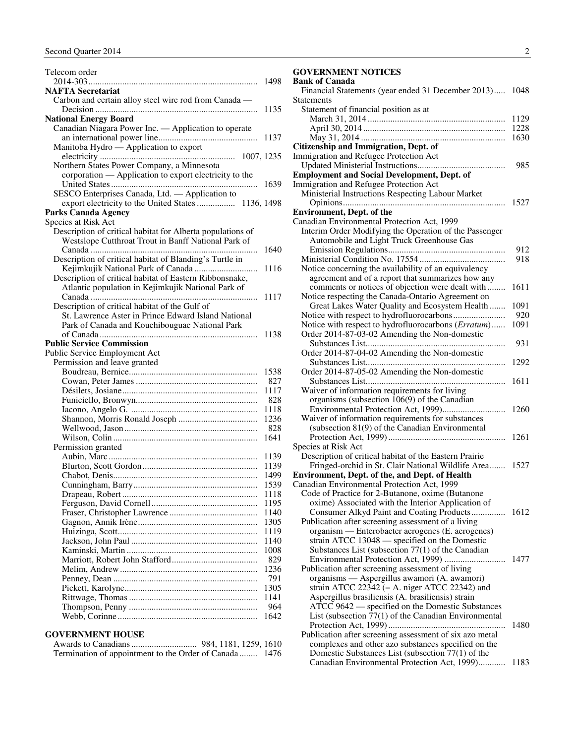Telecom order
2014-303 ... 1498

**NAFTA Secretariat**

Carbon and certain alloy steel wire rod from Canada — Decision ... 1135

**National Energy Board**

Canadian Niagara Power Inc. — Application to operate an international power line ... 1137

Manitoba Hydro — Application to export electricity ... 1007, 1235

Northern States Power Company, a Minnesota corporation — Application to export electricity to the United States ... 1639

SESCO Enterprises Canada, Ltd. — Application to export electricity to the United States ... 1136, 1498

**Parks Canada Agency**

Species at Risk Act

Description of critical habitat for Alberta populations of Westslope Cutthroat Trout in Banff National Park of Canada ... 1640

Description of critical habitat of Blanding's Turtle in Kejimkujik National Park of Canada ... 1116

Description of critical habitat of Eastern Ribbonsnake, Atlantic population in Kejimkujik National Park of Canada ... 1117

Description of critical habitat of the Gulf of St. Lawrence Aster in Prince Edward Island National Park of Canada and Kouchibouguac National Park of Canada ... 1138

**Public Service Commission**

Public Service Employment Act

Permission and leave granted

- Boudreau, Bernice ... 1538
- Cowan, Peter James ... 827
- Désilets, Josiane ... 1117
- Funiciello, Bronwyn ... 828
- Iacono, Angelo G. ... 1118
- Shannon, Morris Ronald Joseph ... 1236
- Wellwood, Jason ... 828
- Wilson, Colin ... 1641

Permission granted

- Aubin, Marc ... 1139
- Blurton, Scott Gordon ... 1139
- Chabot, Denis ... 1499
- Cunningham, Barry ... 1539
- Drapeau, Robert ... 1118
- Ferguson, David Cornell ... 1195
- Fraser, Christopher Lawrence ... 1140
- Gagnon, Annik Irène ... 1305
- Huizinga, Scott ... 1119
- Jackson, John Paul ... 1140
- Kaminski, Martin ... 1008
- Marriott, Robert John Stafford ... 829
- Melim, Andrew ... 1236
- Penney, Dean ... 791
- Pickett, Karolyne ... 1305
- Rittwage, Thomas ... 1141
- Thompson, Penny ... 964
- Webb, Corinne ... 1642

## GOVERNMENT HOUSE

Awards to Canadians ... 984, 1181, 1259, 1610

Termination of appointment to the Order of Canada ... 1476

## GOVERNMENT NOTICES

**Bank of Canada**

Financial Statements (year ended 31 December 2013) ... 1048

Statements

Statement of financial position as at

- March 31, 2014 ... 1129
- April 30, 2014 ... 1228
- May 31, 2014 ... 1630

**Citizenship and Immigration, Dept. of**

Immigration and Refugee Protection Act

Updated Ministerial Instructions ... 985

**Employment and Social Development, Dept. of**

Immigration and Refugee Protection Act

Ministerial Instructions Respecting Labour Market Opinions ... 1527

**Environment, Dept. of the**

Canadian Environmental Protection Act, 1999

Interim Order Modifying the Operation of the Passenger Automobile and Light Truck Greenhouse Gas Emission Regulations ... 912

Ministerial Condition No. 17554 ... 918

Notice concerning the availability of an equivalency agreement and of a report that summarizes how any comments or notices of objection were dealt with ... 1611

Notice respecting the Canada-Ontario Agreement on Great Lakes Water Quality and Ecosystem Health ... 1091

Notice with respect to hydrofluorocarbons ... 920

Notice with respect to hydrofluorocarbons (*Erratum*) ... 1091

Order 2014-87-03-02 Amending the Non-domestic Substances List ... 931

Order 2014-87-04-02 Amending the Non-domestic Substances List ... 1292

Order 2014-87-05-02 Amending the Non-domestic Substances List ... 1611

Waiver of information requirements for living organisms (subsection 106(9) of the Canadian Environmental Protection Act, 1999) ... 1260

Waiver of information requirements for substances (subsection 81(9) of the Canadian Environmental Protection Act, 1999) ... 1261

Species at Risk Act

Description of critical habitat of the Eastern Prairie Fringed-orchid in St. Clair National Wildlife Area ... 1527

**Environment, Dept. of the, and Dept. of Health**

Canadian Environmental Protection Act, 1999

Code of Practice for 2-Butanone, oxime (Butanone oxime) Associated with the Interior Application of Consumer Alkyd Paint and Coating Products ... 1612

Publication after screening assessment of a living organism — Enterobacter aerogenes (E. aerogenes) strain ATCC 13048 — specified on the Domestic Substances List (subsection 77(1) of the Canadian Environmental Protection Act, 1999) ... 1477

Publication after screening assessment of living organisms — Aspergillus awamori (A. awamori) strain ATCC 22342 (= A. niger ATCC 22342) and Aspergillus brasiliensis (A. brasiliensis) strain ATCC 9642 — specified on the Domestic Substances List (subsection 77(1) of the Canadian Environmental Protection Act, 1999) ... 1480

Publication after screening assessment of six azo metal complexes and other azo substances specified on the Domestic Substances List (subsection 77(1) of the Canadian Environmental Protection Act, 1999) ... 1183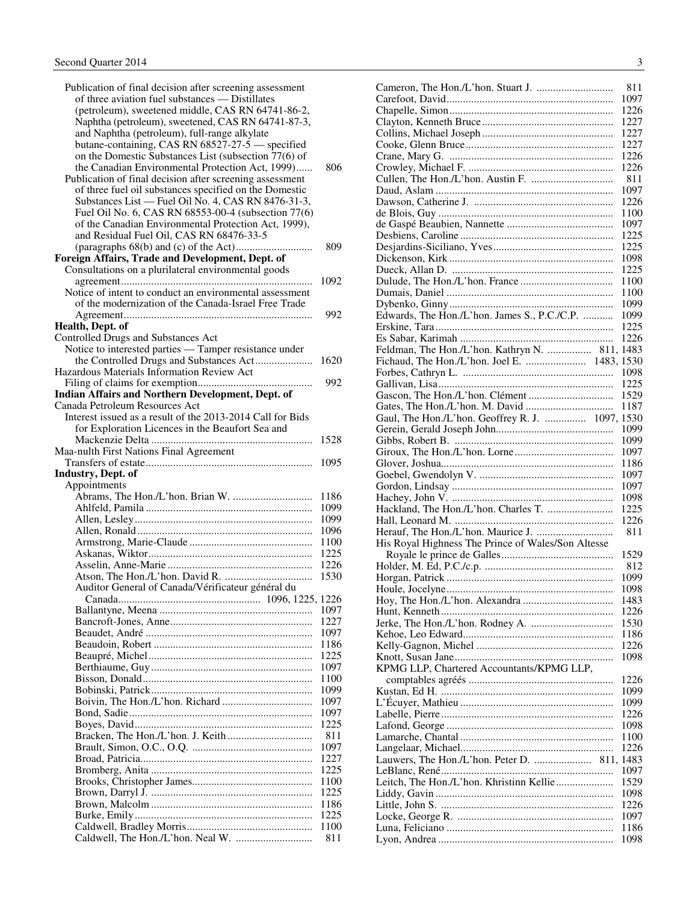Publication of final decision after screening assessment of three aviation fuel substances — Distillates (petroleum), sweetened middle, CAS RN 64741-86-2, Naphtha (petroleum), sweetened, CAS RN 64741-87-3, and Naphtha (petroleum), full-range alkylate butane-containing, CAS RN 68527-27-5 — specified on the Domestic Substances List (subsection 77(6) of the Canadian Environmental Protection Act, 1999)...... 806

Publication of final decision after screening assessment of three fuel oil substances specified on the Domestic Substances List — Fuel Oil No. 4, CAS RN 8476-31-3, Fuel Oil No. 6, CAS RN 68553-00-4 (subsection 77(6) of the Canadian Environmental Protection Act, 1999), and Residual Fuel Oil, CAS RN 68476-33-5 (paragraphs 68(b) and (c) of the Act)............................ 809

**Foreign Affairs, Trade and Development, Dept. of**

Consultations on a plurilateral environmental goods agreement...................................................................... 1092

Notice of intent to conduct an environmental assessment of the modernization of the Canada-Israel Free Trade Agreement..................................................................... 992

**Health, Dept. of**

Controlled Drugs and Substances Act

Notice to interested parties — Tamper resistance under the Controlled Drugs and Substances Act..................... 1620

Hazardous Materials Information Review Act

Filing of claims for exemption.......................................... 992

**Indian Affairs and Northern Development, Dept. of**

Canada Petroleum Resources Act

Interest issued as a result of the 2013-2014 Call for Bids for Exploration Licences in the Beaufort Sea and Mackenzie Delta ........................................................... 1528

Maa-nulth First Nations Final Agreement

Transfers of estate............................................................ 1095

**Industry, Dept. of**

Appointments

Abrams, The Hon./L'hon. Brian W. ............................. 1186
Ahlfeld, Pamila ............................................................. 1099
Allen, Lesley................................................................. 1099
Allen, Ronald ................................................................ 1096
Armstrong, Marie-Claude ............................................. 1100
Askanas, Wiktor............................................................ 1225
Asselin, Anne-Marie ..................................................... 1226
Atson, The Hon./L'hon. David R. ................................ 1530
Auditor General of Canada/Vérificateur général du Canada.................................................... 1096, 1225, 1226
Ballantyne, Meena ........................................................ 1097
Bancroft-Jones, Anne.................................................... 1227
Beaudet, André ............................................................. 1097
Beaudoin, Robert .......................................................... 1186
Beaupré, Michel............................................................ 1225
Berthiaume, Guy........................................................... 1097
Bisson, Donald.............................................................. 1100
Bobinski, Patrick........................................................... 1099
Boivin, The Hon./L'hon. Richard ................................. 1097
Bond, Sadie................................................................... 1097
Boyes, David................................................................. 1225
Bracken, The Hon./L'hon. J. Keith ............................... 811
Brault, Simon, O.C., O.Q. ............................................ 1097
Broad, Patricia............................................................... 1227
Bromberg, Anita ........................................................... 1225
Brooks, Christopher James............................................ 1100
Brown, Darryl J. ........................................................... 1225
Brown, Malcolm ........................................................... 1186
Burke, Emily................................................................. 1225
Caldwell, Bradley Morris.............................................. 1100
Caldwell, The Hon./L'hon. Neal W. ............................ 811
Cameron, The Hon./L'hon. Stuart J. ............................ 811
Carefoot, David............................................................. 1097
Chapelle, Simon............................................................ 1226
Clayton, Kenneth Bruce................................................ 1227
Collins, Michael Joseph ................................................ 1227
Cooke, Glenn Bruce...................................................... 1227
Crane, Mary G. ............................................................. 1226
Crowley, Michael F. ..................................................... 1226
Cullen, The Hon./L'hon. Austin F. .............................. 811
Daud, Aslam ................................................................. 1097
Dawson, Catherine J. .................................................... 1226
de Blois, Guy ................................................................ 1100
de Gaspé Beaubien, Nannette ....................................... 1097
Desbiens, Caroline ........................................................ 1225
Desjardins-Siciliano, Yves............................................ 1225
Dickenson, Kirk ............................................................ 1098
Dueck, Allan D. ............................................................ 1225
Dulude, The Hon./L'hon. France .................................. 1100
Dumais, Daniel ............................................................. 1100
Dybenko, Ginny............................................................ 1099
Edwards, The Hon./L'hon. James S., P.C./C.P. ........... 1099
Erskine, Tara................................................................. 1225
Es Sabar, Karimah ........................................................ 1226
Feldman, The Hon./L'hon. Kathryn N. ................ 811, 1483
Fichaud, The Hon./L'hon. Joel E. ...................... 1483, 1530
Forbes, Cathryn L. ....................................................... 1098
Gallivan, Lisa................................................................ 1225
Gascon, The Hon./L'hon. Clément ............................... 1529
Gates, The Hon./L'hon. M. David ................................ 1187
Gaul, The Hon./L'hon. Geoffrey R. J. ............... 1097, 1530
Gerein, Gerald Joseph John........................................... 1099
Gibbs, Robert B. ........................................................... 1099
Giroux, The Hon./L'hon. Lorne.................................... 1097
Glover, Joshua............................................................... 1186
Goebel, Gwendolyn V. ................................................. 1097
Gordon, Lindsay ........................................................... 1097
Hachey, John V. ........................................................... 1098
Hackland, The Hon./L'hon. Charles T. ........................ 1225
Hall, Leonard M. .......................................................... 1226
Herauf, The Hon./L'hon. Maurice J. ............................ 811
His Royal Highness The Prince of Wales/Son Altesse Royale le prince de Galles........................................ 1529
Holder, M. Ed, P.C./c.p. ............................................... 812
Horgan, Patrick ............................................................. 1099
Houle, Jocelyne............................................................. 1098
Hoy, The Hon./L'hon. Alexandra ................................. 1483
Hunt, Kenneth............................................................... 1226
Jerke, The Hon./L'hon. Rodney A. .............................. 1530
Kehoe, Leo Edward....................................................... 1186
Kelly-Gagnon, Michel .................................................. 1226
Knott, Susan Jane.......................................................... 1098
KPMG LLP, Chartered Accountants/KPMG LLP, comptables agréés ..................................................... 1226
Kustan, Ed H. ............................................................... 1099
L'Écuyer, Mathieu ........................................................ 1099
Labelle, Pierre............................................................... 1226
Lafond, George ............................................................. 1098
Lamarche, Chantal ........................................................ 1100
Langelaar, Michael........................................................ 1226
Lauwers, The Hon./L'hon. Peter D. ..................... 811, 1483
LeBlanc, René............................................................... 1097
Leitch, The Hon./L'hon. Khristinn Kellie..................... 1529
Liddy, Gavin ................................................................. 1098
Little, John S. ............................................................... 1226
Locke, George R. ......................................................... 1097
Luna, Feliciano ............................................................. 1186
Lyon, Andrea ................................................................ 1098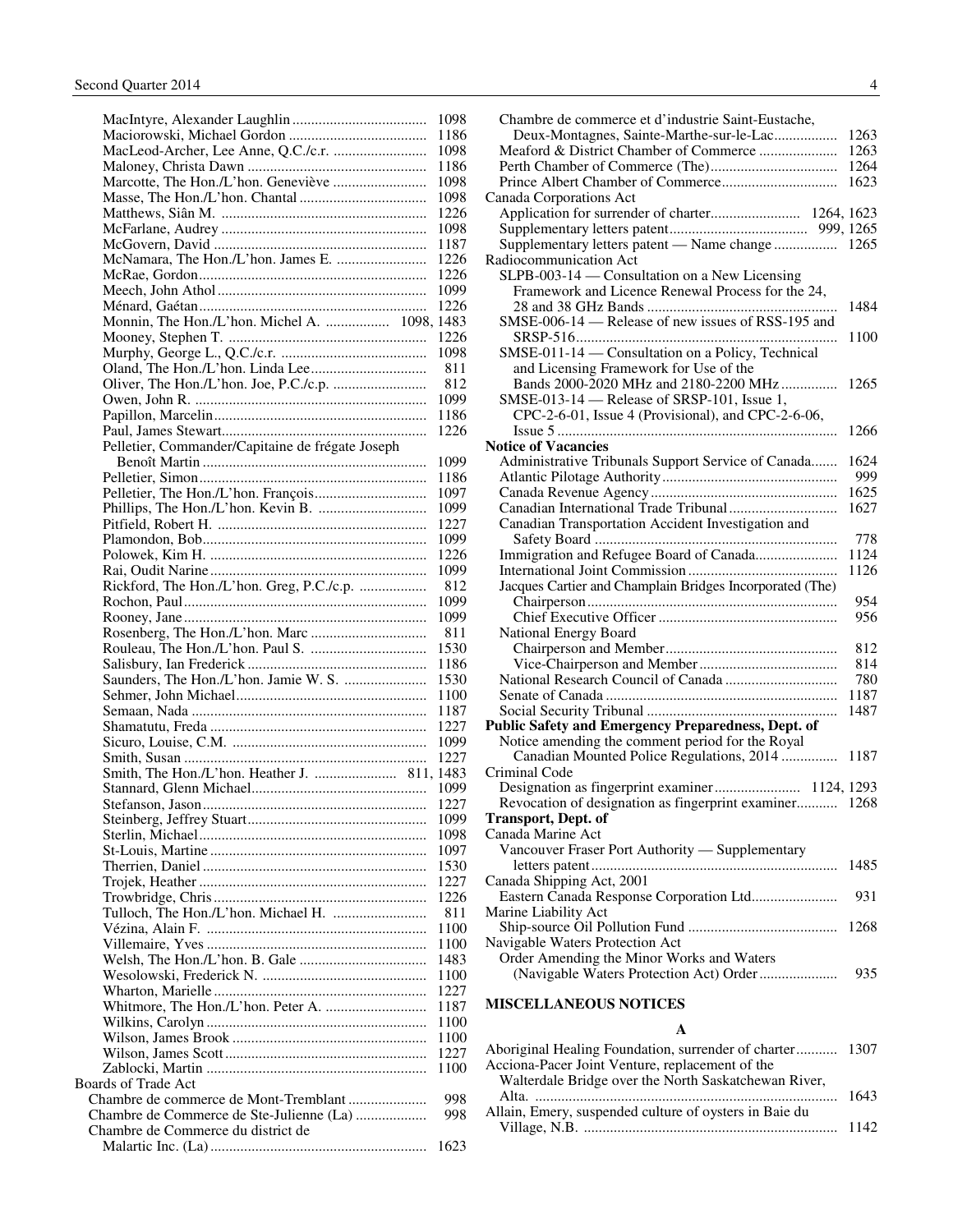MacIntyre, Alexander Laughlin .................................... 1098
Maciorowski, Michael Gordon ..................................... 1186
MacLeod-Archer, Lee Anne, Q.C./c.r. ......................... 1098
Maloney, Christa Dawn ................................................ 1186
Marcotte, The Hon./L'hon. Geneviève ......................... 1098
Masse, The Hon./L'hon. Chantal ................................. 1098
Matthews, Siân M. ....................................................... 1226
McFarlane, Audrey ....................................................... 1098
McGovern, David ......................................................... 1187
McNamara, The Hon./L'hon. James E. ........................ 1226
McRae, Gordon ............................................................. 1226
Meech, John Athol ........................................................ 1099
Ménard, Gaétan ............................................................. 1226
Monnin, The Hon./L'hon. Michel A. ................. 1098, 1483
Mooney, Stephen T. ..................................................... 1226
Murphy, George L., Q.C./c.r. ...................................... 1098
Oland, The Hon./L'hon. Linda Lee .............................. 811
Oliver, The Hon./L'hon. Joe, P.C./c.p. ......................... 812
Owen, John R. .............................................................. 1099
Papillon, Marcelin ......................................................... 1186
Paul, James Stewart ....................................................... 1226
Pelletier, Commander/Capitaine de frégate Joseph
Benoît Martin ........................................................... 1099
Pelletier, Simon ............................................................. 1186
Pelletier, The Hon./L'hon. François ............................. 1097
Phillips, The Hon./L'hon. Kevin B. ............................. 1099
Pitfield, Robert H. ........................................................ 1227
Plamondon, Bob ............................................................ 1099
Polowek, Kim H. .......................................................... 1226
Rai, Oudit Narine .......................................................... 1099
Rickford, The Hon./L'hon. Greg, P.C./c.p. .................. 812
Rochon, Paul ................................................................. 1099
Rooney, Jane ................................................................. 1099
Rosenberg, The Hon./L'hon. Marc ............................... 811
Rouleau, The Hon./L'hon. Paul S. ............................... 1530
Salisbury, Ian Frederick ................................................ 1186
Saunders, The Hon./L'hon. Jamie W. S. ...................... 1530
Sehmer, John Michael ................................................... 1100
Semaan, Nada ............................................................... 1187
Shamatutu, Freda .......................................................... 1227
Sicuro, Louise, C.M. .................................................... 1099
Smith, Susan ................................................................. 1227
Smith, The Hon./L'hon. Heather J. ...................... 811, 1483
Stannard, Glenn Michael ............................................... 1099
Stefanson, Jason ........................................................... 1227
Steinberg, Jeffrey Stuart ................................................ 1099
Sterlin, Michael ............................................................. 1098
St-Louis, Martine .......................................................... 1097
Therrien, Daniel ............................................................ 1530
Trojek, Heather ............................................................. 1227
Trowbridge, Chris ......................................................... 1226
Tulloch, The Hon./L'hon. Michael H. ......................... 811
Vézina, Alain F. ........................................................... 1100
Villemaire, Yves ........................................................... 1100
Welsh, The Hon./L'hon. B. Gale .................................. 1483
Wesolowski, Frederick N. ............................................ 1100
Wharton, Marielle ......................................................... 1227
Whitmore, The Hon./L'hon. Peter A. ........................... 1187
Wilkins, Carolyn ........................................................... 1100
Wilson, James Brook .................................................... 1100
Wilson, James Scott ...................................................... 1227
Zablocki, Martin ........................................................... 1100

Boards of Trade Act
Chambre de commerce de Mont-Tremblant ..................... 998
Chambre de Commerce de Ste-Julienne (La) ................... 998
Chambre de Commerce du district de
Malartic Inc. (La) ......................................................... 1623
Chambre de commerce et d'industrie Saint-Eustache,
Deux-Montagnes, Sainte-Marthe-sur-le-Lac ................. 1263
Meaford & District Chamber of Commerce ..................... 1263
Perth Chamber of Commerce (The) .................................. 1264
Prince Albert Chamber of Commerce ............................... 1623

Canada Corporations Act
Application for surrender of charter ......................... 1264, 1623
Supplementary letters patent ..................................... 999, 1265
Supplementary letters patent — Name change ................. 1265

Radiocommunication Act
SLPB-003-14 — Consultation on a New Licensing Framework and Licence Renewal Process for the 24, 28 and 38 GHz Bands ........................................................ 1484
SMSE-006-14 — Release of new issues of RSS-195 and SRSP-516 ....................................................................... 1100
SMSE-011-14 — Consultation on a Policy, Technical and Licensing Framework for Use of the Bands 2000-2020 MHz and 2180-2200 MHz ............... 1265
SMSE-013-14 — Release of SRSP-101, Issue 1, CPC-2-6-01, Issue 4 (Provisional), and CPC-2-6-06, Issue 5 ........................................................................... 1266

**Notice of Vacancies**
Administrative Tribunals Support Service of Canada ....... 1624
Atlantic Pilotage Authority ............................................... 999
Canada Revenue Agency .................................................. 1625
Canadian International Trade Tribunal ............................. 1627
Canadian Transportation Accident Investigation and
Safety Board ................................................................. 778
Immigration and Refugee Board of Canada ...................... 1124
International Joint Commission ........................................ 1126
Jacques Cartier and Champlain Bridges Incorporated (The)
Chairperson .................................................................. 954
Chief Executive Officer ................................................ 956
National Energy Board
Chairperson and Member .............................................. 812
Vice-Chairperson and Member ..................................... 814
National Research Council of Canada .............................. 780
Senate of Canada .............................................................. 1187
Social Security Tribunal ................................................... 1487

**Public Safety and Emergency Preparedness, Dept. of**
Notice amending the comment period for the Royal Canadian Mounted Police Regulations, 2014 ............... 1187

Criminal Code
Designation as fingerprint examiner ........................ 1124, 1293
Revocation of designation as fingerprint examiner ........... 1268

**Transport, Dept. of**

Canada Marine Act
Vancouver Fraser Port Authority — Supplementary letters patent ........................................................................ 1485

Canada Shipping Act, 2001
Eastern Canada Response Corporation Ltd. ...................... 931

Marine Liability Act
Ship-source Oil Pollution Fund ........................................ 1268

Navigable Waters Protection Act
Order Amending the Minor Works and Waters (Navigable Waters Protection Act) Order ..................... 935

## MISCELLANEOUS NOTICES

### A

Aboriginal Healing Foundation, surrender of charter ........... 1307
Acciona-Pacer Joint Venture, replacement of the Walterdale Bridge over the North Saskatchewan River, Alta. ................................................................................. 1643
Allain, Emery, suspended culture of oysters in Baie du Village, N.B. ................................................................... 1142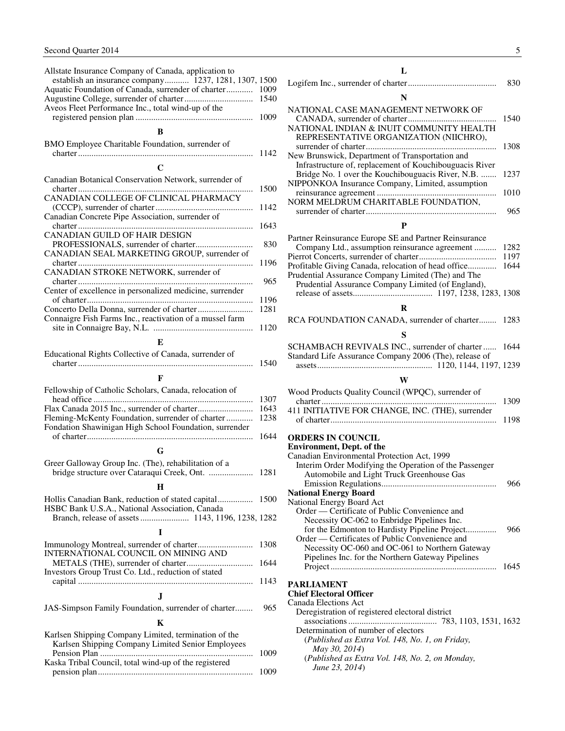Allstate Insurance Company of Canada, application to establish an insurance company........... 1237, 1281, 1307, 1500
Aquatic Foundation of Canada, surrender of charter............ 1009
Augustine College, surrender of charter............................... 1540
Aveos Fleet Performance Inc., total wind-up of the registered pension plan..................................................... 1009

### B

BMO Employee Charitable Foundation, surrender of charter............................................................................... 1142

### C

Canadian Botanical Conservation Network, surrender of charter............................................................................... 1500
CANADIAN COLLEGE OF CLINICAL PHARMACY (CCCP), surrender of charter............................................ 1142
Canadian Concrete Pipe Association, surrender of charter............................................................................... 1643
CANADIAN GUILD OF HAIR DESIGN PROFESSIONALS, surrender of charter.......................... 830
CANADIAN SEAL MARKETING GROUP, surrender of charter............................................................................... 1196
CANADIAN STROKE NETWORK, surrender of charter............................................................................... 965
Center of excellence in personalized medicine, surrender of charter........................................................................... 1196
Concerto Della Donna, surrender of charter......................... 1281
Connaigre Fish Farms Inc., reactivation of a mussel farm site in Connaigre Bay, N.L. ............................................. 1120

### E

Educational Rights Collective of Canada, surrender of charter............................................................................... 1540

### F

Fellowship of Catholic Scholars, Canada, relocation of head office........................................................................ 1307
Flax Canada 2015 Inc., surrender of charter......................... 1643
Fleming-McKenty Foundation, surrender of charter............ 1238
Fondation Shawinigan High School Foundation, surrender of charter........................................................................... 1644

### G

Greer Galloway Group Inc. (The), rehabilitation of a bridge structure over Cataraqui Creek, Ont. .................... 1281

### H

Hollis Canadian Bank, reduction of stated capital................ 1500
HSBC Bank U.S.A., National Association, Canada Branch, release of assets...................... 1143, 1196, 1238, 1282

### I

Immunology Montreal, surrender of charter......................... 1308
INTERNATIONAL COUNCIL ON MINING AND METALS (THE), surrender of charter.............................. 1644
Investors Group Trust Co. Ltd., reduction of stated capital............................................................................... 1143

### J

JAS-Simpson Family Foundation, surrender of charter........ 965

### K

Karlsen Shipping Company Limited, termination of the Karlsen Shipping Company Limited Senior Employees Pension Plan..................................................................... 1009
Kaska Tribal Council, total wind-up of the registered pension plan...................................................................... 1009

### L

Logifem Inc., surrender of charter........................................ 830

### N

NATIONAL CASE MANAGEMENT NETWORK OF CANADA, surrender of charter........................................ 1540
NATIONAL INDIAN & INUIT COMMUNITY HEALTH REPRESENTATIVE ORGANIZATION (NIICHRO), surrender of charter........................................................... 1308
New Brunswick, Department of Transportation and Infrastructure of, replacement of Kouchibouguacis River Bridge No. 1 over the Kouchibouguacis River, N.B. ....... 1237
NIPPONKOA Insurance Company, Limited, assumption reinsurance agreement...................................................... 1010
NORM MELDRUM CHARITABLE FOUNDATION, surrender of charter........................................................... 965

### P

Partner Reinsurance Europe SE and Partner Reinsurance Company Ltd., assumption reinsurance agreement.......... 1282
Pierrot Concerts, surrender of charter................................... 1197
Profitable Giving Canada, relocation of head office............. 1644
Prudential Assurance Company Limited (The) and The Prudential Assurance Company Limited (of England), release of assets.................................... 1197, 1238, 1283, 1308

### R

RCA FOUNDATION CANADA, surrender of charter........ 1283

### S

SCHAMBACH REVIVALS INC., surrender of charter...... 1644
Standard Life Assurance Company 2006 (The), release of assets.................................................... 1120, 1144, 1197, 1239

### W

Wood Products Quality Council (WPQC), surrender of charter............................................................................... 1309
411 INITIATIVE FOR CHANGE, INC. (THE), surrender of charter........................................................................... 1198

## ORDERS IN COUNCIL

**Environment, Dept. of the**

Canadian Environmental Protection Act, 1999
Interim Order Modifying the Operation of the Passenger Automobile and Light Truck Greenhouse Gas Emission Regulations.................................................... 966

**National Energy Board**

National Energy Board Act
Order — Certificate of Public Convenience and Necessity OC-062 to Enbridge Pipelines Inc. for the Edmonton to Hardisty Pipeline Project.............. 966
Order — Certificates of Public Convenience and Necessity OC-060 and OC-061 to Northern Gateway Pipelines Inc. for the Northern Gateway Pipelines Project.......................................................................... 1645

## PARLIAMENT

**Chief Electoral Officer**

Canada Elections Act
Deregistration of registered electoral district associations........................................ 783, 1103, 1531, 1632
Determination of number of electors
(*Published as Extra Vol. 148, No. 1, on Friday, May 30, 2014*)
(*Published as Extra Vol. 148, No. 2, on Monday, June 23, 2014*)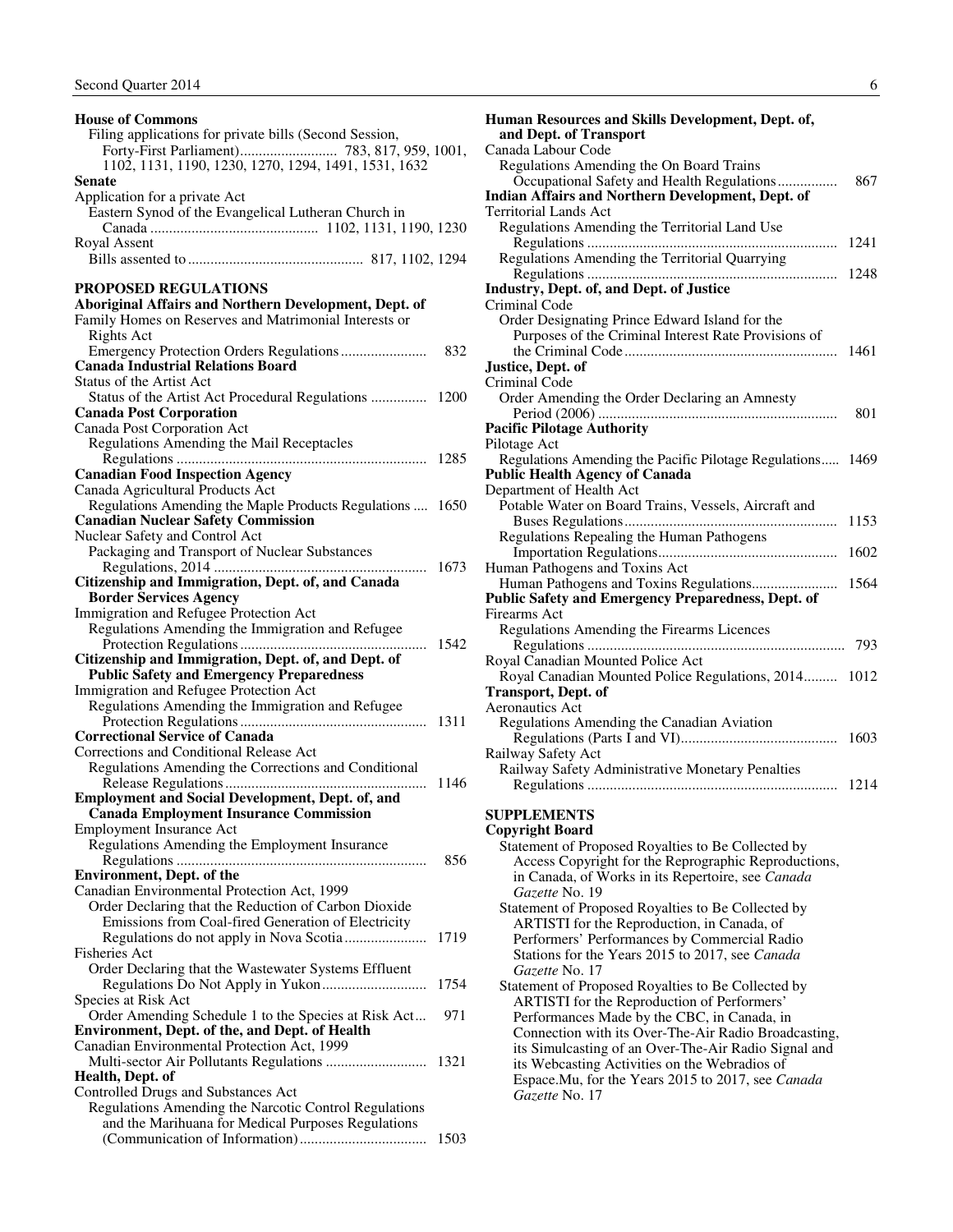**House of Commons**

Filing applications for private bills (Second Session, Forty-First Parliament) .......................... 783, 817, 959, 1001, 1102, 1131, 1190, 1230, 1270, 1294, 1491, 1531, 1632

**Senate**

Application for a private Act

Eastern Synod of the Evangelical Lutheran Church in Canada ............................................ 1102, 1131, 1190, 1230

Royal Assent

Bills assented to .............................................. 817, 1102, 1294

**PROPOSED REGULATIONS**

**Aboriginal Affairs and Northern Development, Dept. of**

Family Homes on Reserves and Matrimonial Interests or Rights Act

Emergency Protection Orders Regulations ...................... 832

**Canada Industrial Relations Board**

Status of the Artist Act

Status of the Artist Act Procedural Regulations ............... 1200

**Canada Post Corporation**

Canada Post Corporation Act

Regulations Amending the Mail Receptacles Regulations .................................................................. 1285

**Canadian Food Inspection Agency**

Canada Agricultural Products Act

Regulations Amending the Maple Products Regulations .... 1650

**Canadian Nuclear Safety Commission**

Nuclear Safety and Control Act

Packaging and Transport of Nuclear Substances Regulations, 2014 ......................................................... 1673

**Citizenship and Immigration, Dept. of, and Canada Border Services Agency**

Immigration and Refugee Protection Act

Regulations Amending the Immigration and Refugee Protection Regulations ................................................. 1542

**Citizenship and Immigration, Dept. of, and Dept. of Public Safety and Emergency Preparedness**

Immigration and Refugee Protection Act

Regulations Amending the Immigration and Refugee Protection Regulations ................................................. 1311

**Correctional Service of Canada**

Corrections and Conditional Release Act

Regulations Amending the Corrections and Conditional Release Regulations ..................................................... 1146

**Employment and Social Development, Dept. of, and Canada Employment Insurance Commission**

Employment Insurance Act

Regulations Amending the Employment Insurance Regulations .................................................................. 856

**Environment, Dept. of the**

Canadian Environmental Protection Act, 1999

Order Declaring that the Reduction of Carbon Dioxide Emissions from Coal-fired Generation of Electricity Regulations do not apply in Nova Scotia ...................... 1719

Fisheries Act

Order Declaring that the Wastewater Systems Effluent Regulations Do Not Apply in Yukon ............................ 1754

Species at Risk Act

Order Amending Schedule 1 to the Species at Risk Act.... 971

**Environment, Dept. of the, and Dept. of Health**

Canadian Environmental Protection Act, 1999

Multi-sector Air Pollutants Regulations ........................... 1321

**Health, Dept. of**

Controlled Drugs and Substances Act

Regulations Amending the Narcotic Control Regulations and the Marihuana for Medical Purposes Regulations (Communication of Information) ................................. 1503

**Human Resources and Skills Development, Dept. of, and Dept. of Transport**

Canada Labour Code

Regulations Amending the On Board Trains Occupational Safety and Health Regulations ................ 867

**Indian Affairs and Northern Development, Dept. of**

Territorial Lands Act

Regulations Amending the Territorial Land Use Regulations .................................................................. 1241

Regulations Amending the Territorial Quarrying Regulations .................................................................. 1248

**Industry, Dept. of, and Dept. of Justice**

Criminal Code

Order Designating Prince Edward Island for the Purposes of the Criminal Interest Rate Provisions of the Criminal Code ......................................................... 1461

**Justice, Dept. of**

Criminal Code

Order Amending the Order Declaring an Amnesty Period (2006) ............................................................... 801

**Pacific Pilotage Authority**

Pilotage Act

Regulations Amending the Pacific Pilotage Regulations..... 1469

**Public Health Agency of Canada**

Department of Health Act

Potable Water on Board Trains, Vessels, Aircraft and Buses Regulations ......................................................... 1153

Regulations Repealing the Human Pathogens Importation Regulations ................................................ 1602

Human Pathogens and Toxins Act

Human Pathogens and Toxins Regulations ...................... 1564

**Public Safety and Emergency Preparedness, Dept. of**

Firearms Act

Regulations Amending the Firearms Licences Regulations ..................................................................... 793

Royal Canadian Mounted Police Act

Royal Canadian Mounted Police Regulations, 2014......... 1012

**Transport, Dept. of**

Aeronautics Act

Regulations Amending the Canadian Aviation Regulations (Parts I and VI) ......................................... 1603

Railway Safety Act

Railway Safety Administrative Monetary Penalties Regulations .................................................................. 1214

**SUPPLEMENTS**

**Copyright Board**

Statement of Proposed Royalties to Be Collected by Access Copyright for the Reprographic Reproductions, in Canada, of Works in its Repertoire, see *Canada Gazette* No. 19

Statement of Proposed Royalties to Be Collected by ARTISTI for the Reproduction, in Canada, of Performers' Performances by Commercial Radio Stations for the Years 2015 to 2017, see *Canada Gazette* No. 17

Statement of Proposed Royalties to Be Collected by ARTISTI for the Reproduction of Performers' Performances Made by the CBC, in Canada, in Connection with its Over-The-Air Radio Broadcasting, its Simulcasting of an Over-The-Air Radio Signal and its Webcasting Activities on the Webradios of Espace.Mu, for the Years 2015 to 2017, see *Canada Gazette* No. 17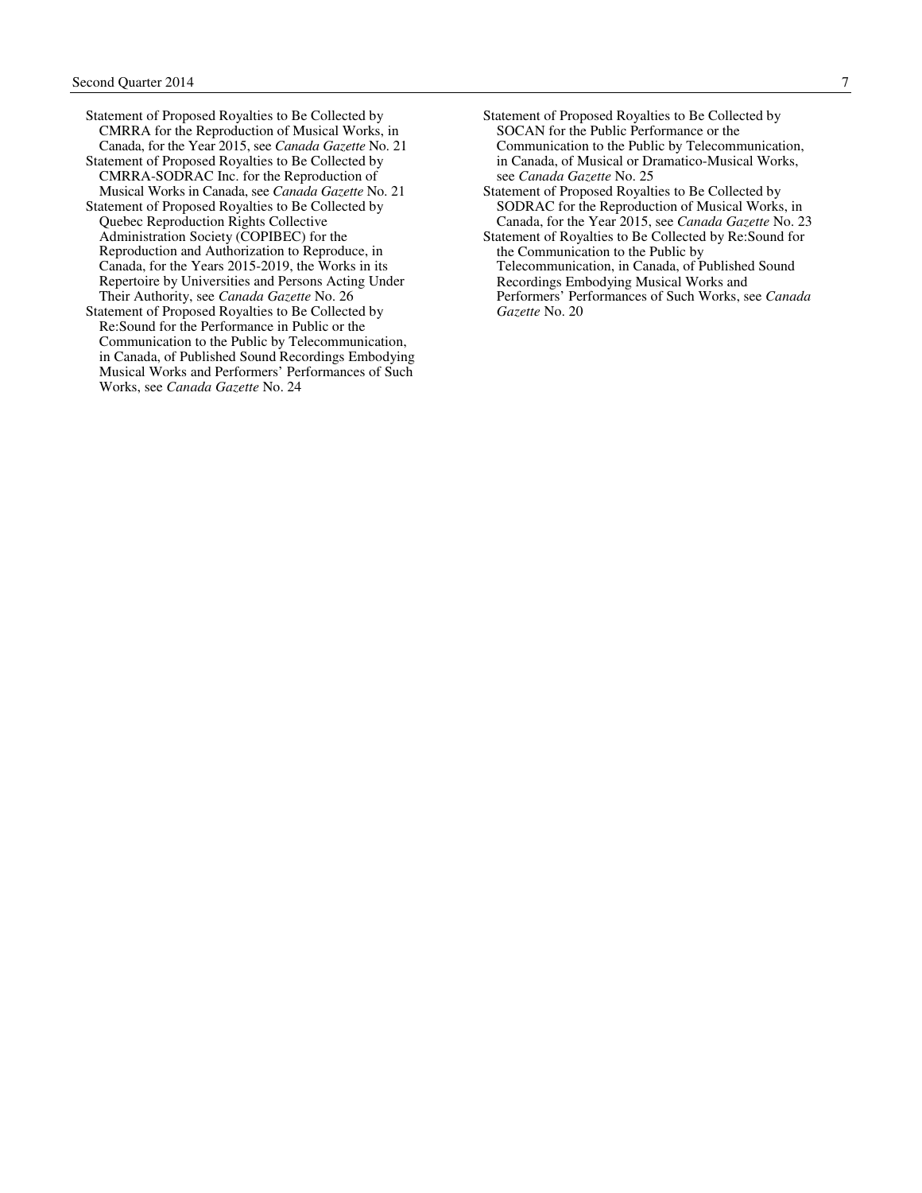Statement of Proposed Royalties to Be Collected by CMRRA for the Reproduction of Musical Works, in Canada, for the Year 2015, see *Canada Gazette* No. 21

Statement of Proposed Royalties to Be Collected by CMRRA-SODRAC Inc. for the Reproduction of Musical Works in Canada, see *Canada Gazette* No. 21

Statement of Proposed Royalties to Be Collected by Quebec Reproduction Rights Collective Administration Society (COPIBEC) for the Reproduction and Authorization to Reproduce, in Canada, for the Years 2015-2019, the Works in its Repertoire by Universities and Persons Acting Under Their Authority, see *Canada Gazette* No. 26

Statement of Proposed Royalties to Be Collected by Re:Sound for the Performance in Public or the Communication to the Public by Telecommunication, in Canada, of Published Sound Recordings Embodying Musical Works and Performers' Performances of Such Works, see *Canada Gazette* No. 24

Statement of Proposed Royalties to Be Collected by SOCAN for the Public Performance or the Communication to the Public by Telecommunication, in Canada, of Musical or Dramatico-Musical Works, see *Canada Gazette* No. 25

Statement of Proposed Royalties to Be Collected by SODRAC for the Reproduction of Musical Works, in Canada, for the Year 2015, see *Canada Gazette* No. 23

Statement of Royalties to Be Collected by Re:Sound for the Communication to the Public by Telecommunication, in Canada, of Published Sound Recordings Embodying Musical Works and Performers' Performances of Such Works, see *Canada Gazette* No. 20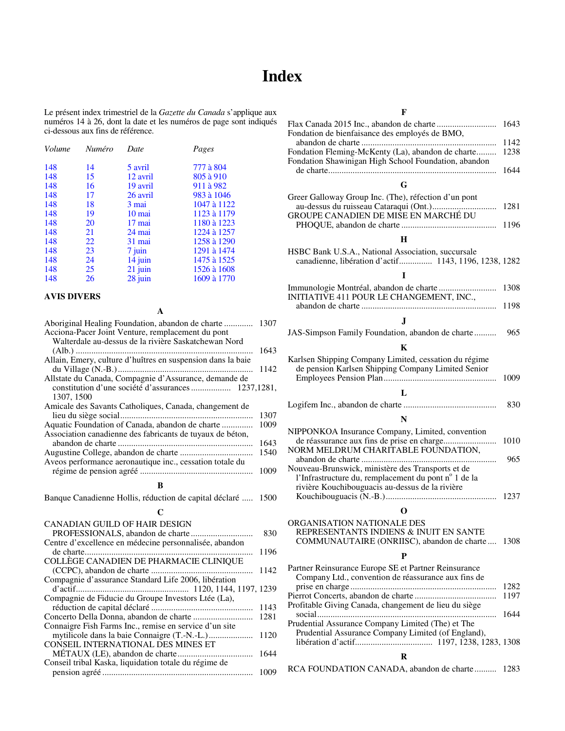# Index

Le présent index trimestriel de la *Gazette du Canada* s'applique aux numéros 14 à 26, dont la date et les numéros de page sont indiqués ci-dessous aux fins de référence.

| *Volume* | *Numéro* | *Date* | *Pages* |
|---|---|---|---|
| 148 | 14 | 5 avril | 777 à 804 |
| 148 | 15 | 12 avril | 805 à 910 |
| 148 | 16 | 19 avril | 911 à 982 |
| 148 | 17 | 26 avril | 983 à 1046 |
| 148 | 18 | 3 mai | 1047 à 1122 |
| 148 | 19 | 10 mai | 1123 à 1179 |
| 148 | 20 | 17 mai | 1180 à 1223 |
| 148 | 21 | 24 mai | 1224 à 1257 |
| 148 | 22 | 31 mai | 1258 à 1290 |
| 148 | 23 | 7 juin | 1291 à 1474 |
| 148 | 24 | 14 juin | 1475 à 1525 |
| 148 | 25 | 21 juin | 1526 à 1608 |
| 148 | 26 | 28 juin | 1609 à 1770 |

**AVIS DIVERS**

**A**

Aboriginal Healing Foundation, abandon de charte ............ 1307
Acciona-Pacer Joint Venture, remplacement du pont Walterdale au-dessus de la rivière Saskatchewan Nord (Alb.) ............ 1643
Allain, Emery, culture d'huîtres en suspension dans la baie du Village (N.-B.) ............ 1142
Allstate du Canada, Compagnie d'Assurance, demande de constitution d'une société d'assurances ............ 1237,1281, 1307, 1500
Amicale des Savants Catholiques, Canada, changement de lieu du siège social ............ 1307
Aquatic Foundation of Canada, abandon de charte ............ 1009
Association canadienne des fabricants de tuyaux de béton, abandon de charte ............ 1643
Augustine College, abandon de charte ............ 1540
Aveos performance aeronautique inc., cessation totale du régime de pension agréé ............ 1009

**B**

Banque Canadienne Hollis, réduction de capital déclaré ..... 1500

**C**

CANADIAN GUILD OF HAIR DESIGN PROFESSIONALS, abandon de charte ............ 830
Centre d'excellence en médecine personnalisée, abandon de charte ............ 1196
COLLÈGE CANADIEN DE PHARMACIE CLINIQUE (CCPC), abandon de charte ............ 1142
Compagnie d'assurance Standard Life 2006, libération d'actif ............ 1120, 1144, 1197, 1239
Compagnie de Fiducie du Groupe Investors Ltée (La), réduction de capital déclaré ............ 1143
Concerto Della Donna, abandon de charte ............ 1281
Connaigre Fish Farms Inc., remise en service d'un site mytilicole dans la baie Connaigre (T.-N.-L.) ............ 1120
CONSEIL INTERNATIONAL DES MINES ET MÉTAUX (LE), abandon de charte ............ 1644
Conseil tribal Kaska, liquidation totale du régime de pension agréé ............ 1009

**F**

Flax Canada 2015 Inc., abandon de charte ............ 1643
Fondation de bienfaisance des employés de BMO, abandon de charte ............ 1142
Fondation Fleming-McKenty (La), abandon de charte ............ 1238
Fondation Shawinigan High School Foundation, abandon de charte ............ 1644

**G**

Greer Galloway Group Inc. (The), réfection d'un pont au-dessus du ruisseau Cataraqui (Ont.) ............ 1281
GROUPE CANADIEN DE MISE EN MARCHÉ DU PHOQUE, abandon de charte ............ 1196

**H**

HSBC Bank U.S.A., National Association, succursale canadienne, libération d'actif ............ 1143, 1196, 1238, 1282

**I**

Immunologie Montréal, abandon de charte ............ 1308
INITIATIVE 411 POUR LE CHANGEMENT, INC., abandon de charte ............ 1198

**J**

JAS-Simpson Family Foundation, abandon de charte ............ 965

**K**

Karlsen Shipping Company Limited, cessation du régime de pension Karlsen Shipping Company Limited Senior Employees Pension Plan ............ 1009

**L**

Logifem Inc., abandon de charte ............ 830

**N**

NIPPONKOA Insurance Company, Limited, convention de réassurance aux fins de prise en charge ............ 1010
NORM MELDRUM CHARITABLE FOUNDATION, abandon de charte ............ 965
Nouveau-Brunswick, ministère des Transports et de l'Infrastructure du, remplacement du pont n° 1 de la rivière Kouchibouguacis au-dessus de la rivière Kouchibouguacis (N.-B.) ............ 1237

**O**

ORGANISATION NATIONALE DES REPRESENTANTS INDIENS & INUIT EN SANTE COMMUNAUTAIRE (ONRIISC), abandon de charte .... 1308

**P**

Partner Reinsurance Europe SE et Partner Reinsurance Company Ltd., convention de réassurance aux fins de prise en charge ............ 1282
Pierrot Concerts, abandon de charte ............ 1197
Profitable Giving Canada, changement de lieu du siège social ............ 1644
Prudential Assurance Company Limited (The) et The Prudential Assurance Company Limited (of England), libération d'actif ............ 1197, 1238, 1283, 1308

**R**

RCA FOUNDATION CANADA, abandon de charte ............ 1283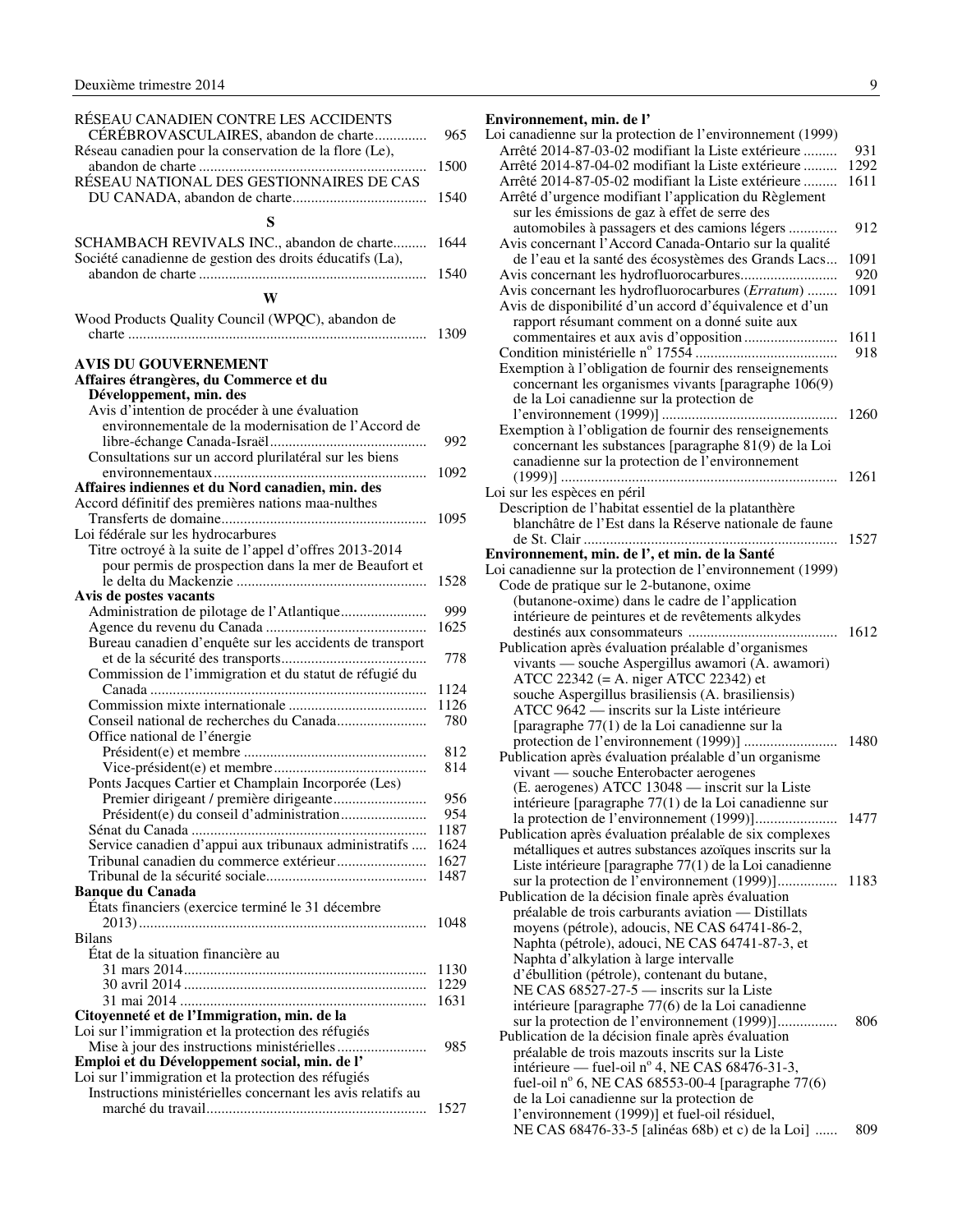RÉSEAU CANADIEN CONTRE LES ACCIDENTS CÉRÉBROVASCULAIRES, abandon de charte .............. 965
Réseau canadien pour la conservation de la flore (Le), abandon de charte .............................................................. 1500
RÉSEAU NATIONAL DES GESTIONNAIRES DE CAS DU CANADA, abandon de charte.................................... 1540

### S

SCHAMBACH REVIVALS INC., abandon de charte......... 1644
Société canadienne de gestion des droits éducatifs (La), abandon de charte ............................................................ 1540

### W

Wood Products Quality Council (WPQC), abandon de charte ............................................................................... 1309

## AVIS DU GOUVERNEMENT

**Affaires étrangères, du Commerce et du Développement, min. des**
- Avis d'intention de procéder à une évaluation environnementale de la modernisation de l'Accord de libre-échange Canada-Israël.......................................... 992
- Consultations sur un accord plurilatéral sur les biens environnementaux........................................................ 1092

**Affaires indiennes et du Nord canadien, min. des**
Accord définitif des premières nations maa-nulthes
- Transferts de domaine...................................................... 1095

Loi fédérale sur les hydrocarbures
- Titre octroyé à la suite de l'appel d'offres 2013-2014 pour permis de prospection dans la mer de Beaufort et le delta du Mackenzie .................................................. 1528

**Avis de postes vacants**
- Administration de pilotage de l'Atlantique...................... 999
- Agence du revenu du Canada ......................................... 1625
- Bureau canadien d'enquête sur les accidents de transport et de la sécurité des transports...................................... 778
- Commission de l'immigration et du statut de réfugié du Canada .......................................................................... 1124
- Commission mixte internationale .................................... 1126
- Conseil national de recherches du Canada........................ 780
- Office national de l'énergie
  - Président(e) et membre ................................................ 812
  - Vice-président(e) et membre ......................................... 814
- Ponts Jacques Cartier et Champlain Incorporée (Les)
  - Premier dirigeant / première dirigeante......................... 956
  - Président(e) du conseil d'administration....................... 954
- Sénat du Canada ............................................................. 1187
- Service canadien d'appui aux tribunaux administratifs .... 1624
- Tribunal canadien du commerce extérieur....................... 1627
- Tribunal de la sécurité sociale.......................................... 1487

**Banque du Canada**
- États financiers (exercice terminé le 31 décembre 2013)............................................................................ 1048

Bilans
- État de la situation financière au
  - 31 mars 2014................................................................ 1130
  - 30 avril 2014 ................................................................ 1229
  - 31 mai 2014 ................................................................. 1631

**Citoyenneté et de l'Immigration, min. de la**
Loi sur l'immigration et la protection des réfugiés
- Mise à jour des instructions ministérielles........................ 985

**Emploi et du Développement social, min. de l'**
Loi sur l'immigration et la protection des réfugiés
- Instructions ministérielles concernant les avis relatifs au marché du travail........................................................... 1527

**Environnement, min. de l'**
Loi canadienne sur la protection de l'environnement (1999)
- Arrêté 2014-87-03-02 modifiant la Liste extérieure ......... 931
- Arrêté 2014-87-04-02 modifiant la Liste extérieure ......... 1292
- Arrêté 2014-87-05-02 modifiant la Liste extérieure ......... 1611
- Arrêté d'urgence modifiant l'application du Règlement sur les émissions de gaz à effet de serre des automobiles à passagers et des camions légers ............. 912
- Avis concernant l'Accord Canada-Ontario sur la qualité de l'eau et la santé des écosystèmes des Grands Lacs... 1091
- Avis concernant les hydrofluorocarbures.......................... 920
- Avis concernant les hydrofluorocarbures (*Erratum*) ........ 1091
- Avis de disponibilité d'un accord d'équivalence et d'un rapport résumant comment on a donné suite aux commentaires et aux avis d'opposition ......................... 1611
- Condition ministérielle n° 17554 ...................................... 918
- Exemption à l'obligation de fournir des renseignements concernant les organismes vivants [paragraphe 106(9) de la Loi canadienne sur la protection de l'environnement (1999)] .............................................. 1260
- Exemption à l'obligation de fournir des renseignements concernant les substances [paragraphe 81(9) de la Loi canadienne sur la protection de l'environnement (1999)] ......................................................................... 1261

Loi sur les espèces en péril
- Description de l'habitat essentiel de la platanthère blanchâtre de l'Est dans la Réserve nationale de faune de St. Clair .................................................................. 1527

**Environnement, min. de l', et min. de la Santé**
Loi canadienne sur la protection de l'environnement (1999)
- Code de pratique sur le 2-butanone, oxime (butanone-oxime) dans le cadre de l'application intérieure de peintures et de revêtements alkydes destinés aux consommateurs ....................................... 1612
- Publication après évaluation préalable d'organismes vivants — souche Aspergillus awamori (A. awamori) ATCC 22342 (= A. niger ATCC 22342) et souche Aspergillus brasiliensis (A. brasiliensis) ATCC 9642 — inscrits sur la Liste intérieure [paragraphe 77(1) de la Loi canadienne sur la protection de l'environnement (1999)] ........................ 1480
- Publication après évaluation préalable d'un organisme vivant — souche Enterobacter aerogenes (E. aerogenes) ATCC 13048 — inscrit sur la Liste intérieure [paragraphe 77(1) de la Loi canadienne sur la protection de l'environnement (1999)]..................... 1477
- Publication après évaluation préalable de six complexes métalliques et autres substances azoïques inscrits sur la Liste intérieure [paragraphe 77(1) de la Loi canadienne sur la protection de l'environnement (1999)]................ 1183
- Publication de la décision finale après évaluation préalable de trois carburants aviation — Distillats moyens (pétrole), adoucis, NE CAS 64741-86-2, Naphta (pétrole), adouci, NE CAS 64741-87-3, et Naphta d'alkylation à large intervalle d'ébullition (pétrole), contenant du butane, NE CAS 68527-27-5 — inscrits sur la Liste intérieure [paragraphe 77(6) de la Loi canadienne sur la protection de l'environnement (1999)]................ 806
- Publication de la décision finale après évaluation préalable de trois mazouts inscrits sur la Liste intérieure — fuel-oil n° 4, NE CAS 68476-31-3, fuel-oil n° 6, NE CAS 68553-00-4 [paragraphe 77(6) de la Loi canadienne sur la protection de l'environnement (1999)] et fuel-oil résiduel, NE CAS 68476-33-5 [alinéas 68b) et c) de la Loi] ...... 809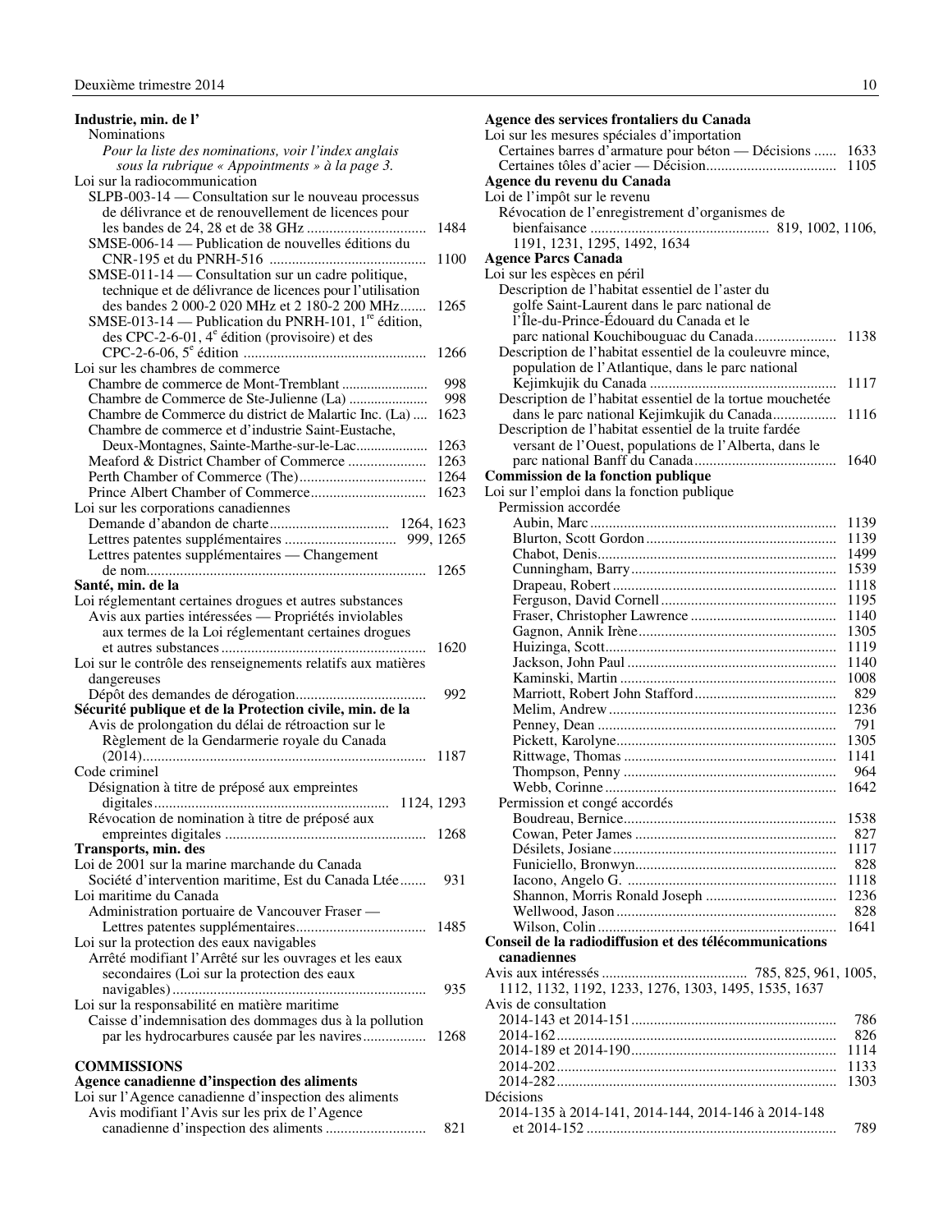**Industrie, min. de l’**

Nominations

*Pour la liste des nominations, voir l’index anglais sous la rubrique « Appointments » à la page 3.*

Loi sur la radiocommunication

- SLPB-003-14 — Consultation sur le nouveau processus de délivrance et de renouvellement de licences pour les bandes de 24, 28 et de 38 GHz ..... 1484
- SMSE-006-14 — Publication de nouvelles éditions du CNR-195 et du PNRH-516 ..... 1100
- SMSE-011-14 — Consultation sur un cadre politique, technique et de délivrance de licences pour l’utilisation des bandes 2 000-2 020 MHz et 2 180-2 200 MHz..... 1265
- SMSE-013-14 — Publication du PNRH-101, 1re édition, des CPC-2-6-01, 4e édition (provisoire) et des CPC-2-6-06, 5e édition ..... 1266

Loi sur les chambres de commerce

- Chambre de commerce de Mont-Tremblant ..... 998
- Chambre de Commerce de Ste-Julienne (La) ..... 998
- Chambre de Commerce du district de Malartic Inc. (La) ..... 1623
- Chambre de commerce et d’industrie Saint-Eustache, Deux-Montagnes, Sainte-Marthe-sur-le-Lac..... 1263
- Meaford & District Chamber of Commerce ..... 1263
- Perth Chamber of Commerce (The)..... 1264
- Prince Albert Chamber of Commerce..... 1623

Loi sur les corporations canadiennes

- Demande d’abandon de charte..... 1264, 1623
- Lettres patentes supplémentaires ..... 999, 1265
- Lettres patentes supplémentaires — Changement de nom..... 1265

**Santé, min. de la**

Loi réglementant certaines drogues et autres substances

- Avis aux parties intéressées — Propriétés inviolables aux termes de la Loi réglementant certaines drogues et autres substances ..... 1620

Loi sur le contrôle des renseignements relatifs aux matières dangereuses

- Dépôt des demandes de dérogation..... 992

**Sécurité publique et de la Protection civile, min. de la**

Avis de prolongation du délai de rétroaction sur le Règlement de la Gendarmerie royale du Canada (2014)..... 1187

Code criminel

- Désignation à titre de préposé aux empreintes digitales..... 1124, 1293
- Révocation de nomination à titre de préposé aux empreintes digitales ..... 1268

**Transports, min. des**

Loi de 2001 sur la marine marchande du Canada

- Société d’intervention maritime, Est du Canada Ltée..... 931

Loi maritime du Canada

- Administration portuaire de Vancouver Fraser — Lettres patentes supplémentaires..... 1485

Loi sur la protection des eaux navigables

- Arrêté modifiant l’Arrêté sur les ouvrages et les eaux secondaires (Loi sur la protection des eaux navigables) ..... 935

Loi sur la responsabilité en matière maritime

- Caisse d’indemnisation des dommages dus à la pollution par les hydrocarbures causée par les navires..... 1268

**COMMISSIONS**

**Agence canadienne d’inspection des aliments**

Loi sur l’Agence canadienne d’inspection des aliments

- Avis modifiant l’Avis sur les prix de l’Agence canadienne d’inspection des aliments ..... 821

**Agence des services frontaliers du Canada**

Loi sur les mesures spéciales d’importation

- Certaines barres d’armature pour béton — Décisions ..... 1633
- Certaines tôles d’acier — Décision..... 1105

**Agence du revenu du Canada**

Loi de l’impôt sur le revenu

- Révocation de l’enregistrement d’organismes de bienfaisance ..... 819, 1002, 1106, 1191, 1231, 1295, 1492, 1634

**Agence Parcs Canada**

Loi sur les espèces en péril

- Description de l’habitat essentiel de l’aster du golfe Saint-Laurent dans le parc national de l’Île-du-Prince-Édouard du Canada et le parc national Kouchibouguac du Canada..... 1138
- Description de l’habitat essentiel de la couleuvre mince, population de l’Atlantique, dans le parc national Kejimkujik du Canada ..... 1117
- Description de l’habitat essentiel de la tortue mouchetée dans le parc national Kejimkujik du Canada..... 1116
- Description de l’habitat essentiel de la truite fardée versant de l’Ouest, populations de l’Alberta, dans le parc national Banff du Canada..... 1640

**Commission de la fonction publique**

Loi sur l’emploi dans la fonction publique

Permission accordée

- Aubin, Marc ..... 1139
- Blurton, Scott Gordon..... 1139
- Chabot, Denis..... 1499
- Cunningham, Barry..... 1539
- Drapeau, Robert..... 1118
- Ferguson, David Cornell..... 1195
- Fraser, Christopher Lawrence ..... 1140
- Gagnon, Annik Irène..... 1305
- Huizinga, Scott..... 1119
- Jackson, John Paul ..... 1140
- Kaminski, Martin ..... 1008
- Marriott, Robert John Stafford..... 829
- Melim, Andrew..... 1236
- Penney, Dean ..... 791
- Pickett, Karolyne..... 1305
- Rittwage, Thomas ..... 1141
- Thompson, Penny ..... 964
- Webb, Corinne ..... 1642

Permission et congé accordés

- Boudreau, Bernice..... 1538
- Cowan, Peter James ..... 827
- Désilets, Josiane..... 1117
- Funiciello, Bronwyn..... 828
- Iacono, Angelo G. ..... 1118
- Shannon, Morris Ronald Joseph ..... 1236
- Wellwood, Jason..... 828
- Wilson, Colin ..... 1641

**Conseil de la radiodiffusion et des télécommunications canadiennes**

Avis aux intéressés ..... 785, 825, 961, 1005, 1112, 1132, 1192, 1233, 1276, 1303, 1495, 1535, 1637

Avis de consultation

- 2014-143 et 2014-151..... 786
- 2014-162..... 826
- 2014-189 et 2014-190..... 1114
- 2014-202..... 1133
- 2014-282..... 1303

Décisions

- 2014-135 à 2014-141, 2014-144, 2014-146 à 2014-148 et 2014-152 ..... 789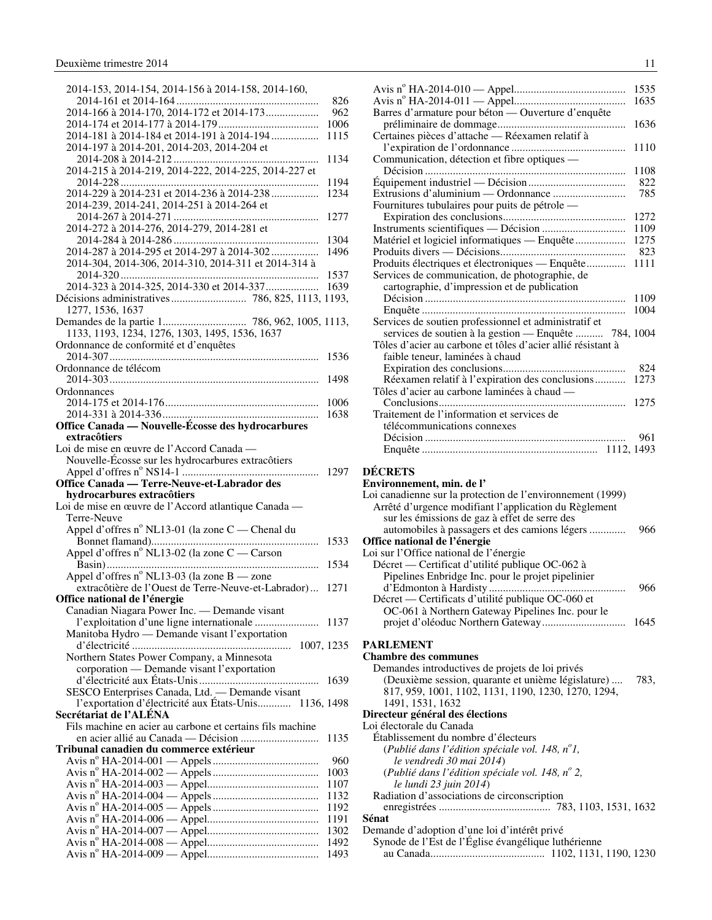2014-153, 2014-154, 2014-156 à 2014-158, 2014-160, 2014-161 et 2014-164 .................................................... 826
2014-166 à 2014-170, 2014-172 et 2014-173 .................. 962
2014-174 et 2014-177 à 2014-179 .................................... 1006
2014-181 à 2014-184 et 2014-191 à 2014-194 ................ 1115
2014-197 à 2014-201, 2014-203, 2014-204 et 2014-208 à 2014-212 .................................................... 1134
2014-215 à 2014-219, 2014-222, 2014-225, 2014-227 et 2014-228 ....................................................................... 1194
2014-229 à 2014-231 et 2014-236 à 2014-238 ................ 1234
2014-239, 2014-241, 2014-251 à 2014-264 et 2014-267 à 2014-271 .................................................... 1277
2014-272 à 2014-276, 2014-279, 2014-281 et 2014-284 à 2014-286 .................................................... 1304
2014-287 à 2014-295 et 2014-297 à 2014-302 ................ 1496
2014-304, 2014-306, 2014-310, 2014-311 et 2014-314 à 2014-320 ....................................................................... 1537
2014-323 à 2014-325, 2014-330 et 2014-337 .................. 1639

Décisions administratives ........................... 786, 825, 1113, 1193, 1277, 1536, 1637

Demandes de la partie 1 .............................. 786, 962, 1005, 1113, 1133, 1193, 1234, 1276, 1303, 1495, 1536, 1637

Ordonnance de conformité et d'enquêtes
2014-307 .......................................................................... 1536

Ordonnance de télécom
2014-303 .......................................................................... 1498

Ordonnances
2014-175 et 2014-176 ...................................................... 1006
2014-331 à 2014-336 ........................................................ 1638

**Office Canada — Nouvelle-Écosse des hydrocarbures extracôtiers**

Loi de mise en œuvre de l'Accord Canada — Nouvelle-Écosse sur les hydrocarbures extracôtiers
Appel d'offres n° NS14-1 ................................................ 1297

**Office Canada — Terre-Neuve-et-Labrador des hydrocarbures extracôtiers**

Loi de mise en œuvre de l'Accord atlantique Canada — Terre-Neuve
Appel d'offres n° NL13-01 (la zone C — Chenal du Bonnet flamand) ........................................................... 1533
Appel d'offres n° NL13-02 (la zone C — Carson Basin) ........................................................................... 1534
Appel d'offres n° NL13-03 (la zone B — zone extracôtière de l'Ouest de Terre-Neuve-et-Labrador) ... 1271

**Office national de l'énergie**

Canadian Niagara Power Inc. — Demande visant l'exploitation d'une ligne internationale ...................... 1137
Manitoba Hydro — Demande visant l'exportation d'électricité ......................................................... 1007, 1235
Northern States Power Company, a Minnesota corporation — Demande visant l'exportation d'électricité aux États-Unis .......................................... 1639
SESCO Enterprises Canada, Ltd. — Demande visant l'exportation d'électricité aux États-Unis ............ 1136, 1498

**Secrétariat de l'ALÉNA**

Fils machine en acier au carbone et certains fils machine en acier allié au Canada — Décision ........................... 1135

**Tribunal canadien du commerce extérieur**

Avis n° HA-2014-001 — Appels ...................................... 960
Avis n° HA-2014-002 — Appels ...................................... 1003
Avis n° HA-2014-003 — Appel ........................................ 1107
Avis n° HA-2014-004 — Appels ...................................... 1132
Avis n° HA-2014-005 — Appels ...................................... 1192
Avis n° HA-2014-006 — Appel ........................................ 1191
Avis n° HA-2014-007 — Appel ........................................ 1302
Avis n° HA-2014-008 — Appel ........................................ 1492
Avis n° HA-2014-009 — Appel ........................................ 1493
Avis n° HA-2014-010 — Appel ........................................ 1535
Avis n° HA-2014-011 — Appel ........................................ 1635
Barres d'armature pour béton — Ouverture d'enquête préliminaire de dommage .............................................. 1636
Certaines pièces d'attache — Réexamen relatif à l'expiration de l'ordonnance ......................................... 1110
Communication, détection et fibre optiques — Décision ....................................................................... 1108
Équipement industriel — Décision .................................. 822
Extrusions d'aluminium — Ordonnance .......................... 785
Fournitures tubulaires pour puits de pétrole — Expiration des conclusions ........................................... 1272
Instruments scientifiques — Décision ............................. 1109
Matériel et logiciel informatiques — Enquête ................. 1275
Produits divers — Décisions ............................................ 823
Produits électriques et électroniques — Enquête .............. 1111
Services de communication, de photographie, de cartographie, d'impression et de publication
Décision ....................................................................... 1109
Enquête ........................................................................ 1004
Services de soutien professionnel et administratif et services de soutien à la gestion — Enquête .......... 784, 1004
Tôles d'acier au carbone et tôles d'acier allié résistant à faible teneur, laminées à chaud
Expiration des conclusions ........................................... 824
Réexamen relatif à l'expiration des conclusions ........... 1273
Tôles d'acier au carbone laminées à chaud — Conclusions .................................................................. 1275
Traitement de l'information et services de télécommunications connexes
Décision ....................................................................... 961
Enquête .............................................................. 1112, 1493

## DÉCRETS

**Environnement, min. de l'**

Loi canadienne sur la protection de l'environnement (1999)
Arrêté d'urgence modifiant l'application du Règlement sur les émissions de gaz à effet de serre des automobiles à passagers et des camions légers ............ 966

**Office national de l'énergie**

Loi sur l'Office national de l'énergie
Décret — Certificat d'utilité publique OC-062 à Pipelines Enbridge Inc. pour le projet pipelinier d'Edmonton à Hardisty ................................................. 966
Décret — Certificats d'utilité publique OC-060 et OC-061 à Northern Gateway Pipelines Inc. pour le projet d'oléoduc Northern Gateway ............................. 1645

## PARLEMENT

**Chambre des communes**

Demandes introductives de projets de loi privés (Deuxième session, quarante et unième législature) .... 783, 817, 959, 1001, 1102, 1131, 1190, 1230, 1270, 1294, 1491, 1531, 1632

**Directeur général des élections**

Loi électorale du Canada
Établissement du nombre d'électeurs
(*Publié dans l'édition spéciale vol. 148, n°1, le vendredi 30 mai 2014*)
(*Publié dans l'édition spéciale vol. 148, n° 2, le lundi 23 juin 2014*)
Radiation d'associations de circonscription enregistrées ....................................... 783, 1103, 1531, 1632

**Sénat**

Demande d'adoption d'une loi d'intérêt privé
Synode de l'Est de l'Église évangélique luthérienne au Canada ........................................ 1102, 1131, 1190, 1230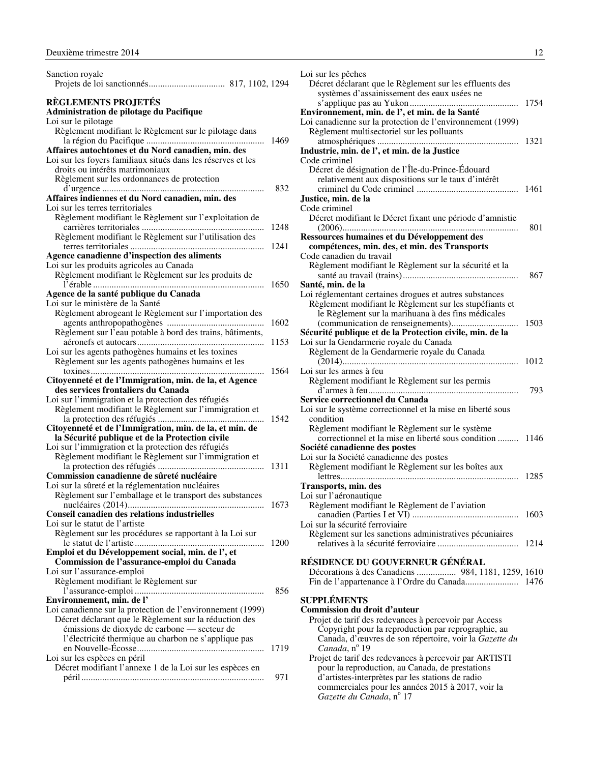Sanction royale
Projets de loi sanctionnés................................ 817, 1102, 1294

**RÈGLEMENTS PROJETÉS**

**Administration de pilotage du Pacifique**
Loi sur le pilotage
Règlement modifiant le Règlement sur le pilotage dans la région du Pacifique .................................................. 1469

**Affaires autochtones et du Nord canadien, min. des**
Loi sur les foyers familiaux situés dans les réserves et les droits ou intérêts matrimoniaux
Règlement sur les ordonnances de protection d'urgence ..................................................................... 832

**Affaires indiennes et du Nord canadien, min. des**
Loi sur les terres territoriales
Règlement modifiant le Règlement sur l'exploitation de carrières territoriales .................................................... 1248
Règlement modifiant le Règlement sur l'utilisation des terres territoriales ......................................................... 1241

**Agence canadienne d'inspection des aliments**
Loi sur les produits agricoles au Canada
Règlement modifiant le Règlement sur les produits de l'érable ........................................................................ 1650

**Agence de la santé publique du Canada**
Loi sur le ministère de la Santé
Règlement abrogeant le Règlement sur l'importation des agents anthropopathogènes .......................................... 1602
Règlement sur l'eau potable à bord des trains, bâtiments, aéronefs et autocars...................................................... 1153
Loi sur les agents pathogènes humains et les toxines
Règlement sur les agents pathogènes humains et les toxines.......................................................................... 1564

**Citoyenneté et de l'Immigration, min. de la, et Agence des services frontaliers du Canada**
Loi sur l'immigration et la protection des réfugiés
Règlement modifiant le Règlement sur l'immigration et la protection des réfugiés ............................................. 1542

**Citoyenneté et de l'Immigration, min. de la, et min. de la Sécurité publique et de la Protection civile**
Loi sur l'immigration et la protection des réfugiés
Règlement modifiant le Règlement sur l'immigration et la protection des réfugiés ............................................. 1311

**Commission canadienne de sûreté nucléaire**
Loi sur la sûreté et la réglementation nucléaires
Règlement sur l'emballage et le transport des substances nucléaires (2014).......................................................... 1673

**Conseil canadien des relations industrielles**
Loi sur le statut de l'artiste
Règlement sur les procédures se rapportant à la Loi sur le statut de l'artiste....................................................... 1200

**Emploi et du Développement social, min. de l', et Commission de l'assurance-emploi du Canada**
Loi sur l'assurance-emploi
Règlement modifiant le Règlement sur l'assurance-emploi ....................................................... 856

**Environnement, min. de l'**
Loi canadienne sur la protection de l'environnement (1999)
Décret déclarant que le Règlement sur la réduction des émissions de dioxyde de carbone — secteur de l'électricité thermique au charbon ne s'applique pas en Nouvelle-Écosse...................................................... 1719
Loi sur les espèces en péril
Décret modifiant l'annexe 1 de la Loi sur les espèces en péril.............................................................................. 971

Loi sur les pêches
Décret déclarant que le Règlement sur les effluents des systèmes d'assainissement des eaux usées ne s'applique pas au Yukon .............................................. 1754

**Environnement, min. de l', et min. de la Santé**
Loi canadienne sur la protection de l'environnement (1999)
Règlement multisectoriel sur les polluants atmosphériques ............................................................ 1321

**Industrie, min. de l', et min. de la Justice**
Code criminel
Décret de désignation de l'Île-du-Prince-Édouard relativement aux dispositions sur le taux d'intérêt criminel du Code criminel ........................................... 1461

**Justice, min. de la**
Code criminel
Décret modifiant le Décret fixant une période d'amnistie (2006)........................................................................... 801

**Ressources humaines et du Développement des compétences, min. des, et min. des Transports**
Code canadien du travail
Règlement modifiant le Règlement sur la sécurité et la santé au travail (trains).................................................. 867

**Santé, min. de la**
Loi réglementant certaines drogues et autres substances
Règlement modifiant le Règlement sur les stupéfiants et le Règlement sur la marihuana à des fins médicales (communication de renseignements)............................ 1503

**Sécurité publique et de la Protection civile, min. de la**
Loi sur la Gendarmerie royale du Canada
Règlement de la Gendarmerie royale du Canada (2014)........................................................................... 1012
Loi sur les armes à feu
Règlement modifiant le Règlement sur les permis d'armes à feu................................................................ 793

**Service correctionnel du Canada**
Loi sur le système correctionnel et la mise en liberté sous condition
Règlement modifiant le Règlement sur le système correctionnel et la mise en liberté sous condition ......... 1146

**Société canadienne des postes**
Loi sur la Société canadienne des postes
Règlement modifiant le Règlement sur les boîtes aux lettres............................................................................ 1285

**Transports, min. des**
Loi sur l'aéronautique
Règlement modifiant le Règlement de l'aviation canadien (Parties I et VI) ............................................. 1603
Loi sur la sécurité ferroviaire
Règlement sur les sanctions administratives pécuniaires relatives à la sécurité ferroviaire .................................. 1214

**RÉSIDENCE DU GOUVERNEUR GÉNÉRAL**
Décorations à des Canadiens ................. 984, 1181, 1259, 1610
Fin de l'appartenance à l'Ordre du Canada...................... 1476

**SUPPLÉMENTS**

**Commission du droit d'auteur**
Projet de tarif des redevances à percevoir par Access Copyright pour la reproduction par reprographie, au Canada, d'œuvres de son répertoire, voir la *Gazette du Canada*, n° 19
Projet de tarif des redevances à percevoir par ARTISTI pour la reproduction, au Canada, de prestations d'artistes-interprètes par les stations de radio commerciales pour les années 2015 à 2017, voir la *Gazette du Canada*, n° 17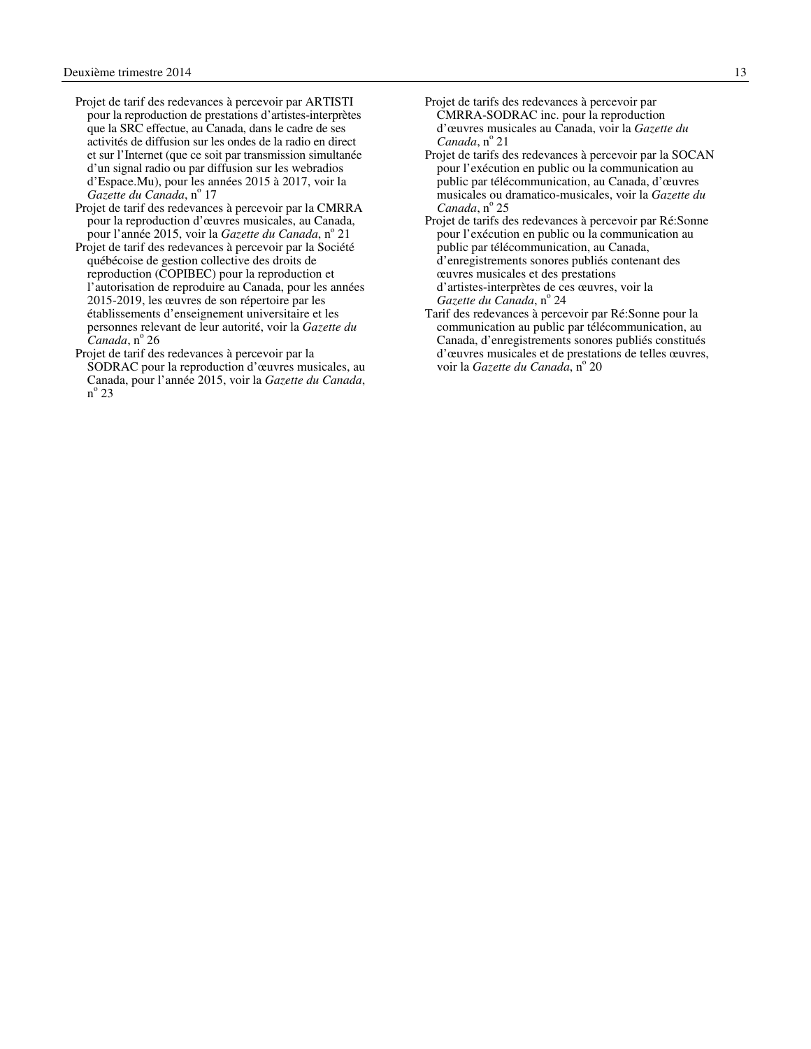Projet de tarif des redevances à percevoir par ARTISTI pour la reproduction de prestations d'artistes-interprètes que la SRC effectue, au Canada, dans le cadre de ses activités de diffusion sur les ondes de la radio en direct et sur l'Internet (que ce soit par transmission simultanée d'un signal radio ou par diffusion sur les webradios d'Espace.Mu), pour les années 2015 à 2017, voir la *Gazette du Canada*, n° 17

Projet de tarif des redevances à percevoir par la CMRRA pour la reproduction d'œuvres musicales, au Canada, pour l'année 2015, voir la *Gazette du Canada*, n° 21

Projet de tarif des redevances à percevoir par la Société québécoise de gestion collective des droits de reproduction (COPIBEC) pour la reproduction et l'autorisation de reproduire au Canada, pour les années 2015-2019, les œuvres de son répertoire par les établissements d'enseignement universitaire et les personnes relevant de leur autorité, voir la *Gazette du Canada*, n° 26

Projet de tarif des redevances à percevoir par la SODRAC pour la reproduction d'œuvres musicales, au Canada, pour l'année 2015, voir la *Gazette du Canada*, n° 23

Projet de tarifs des redevances à percevoir par CMRRA-SODRAC inc. pour la reproduction d'œuvres musicales au Canada, voir la *Gazette du Canada*, n° 21

Projet de tarifs des redevances à percevoir par la SOCAN pour l'exécution en public ou la communication au public par télécommunication, au Canada, d'œuvres musicales ou dramatico-musicales, voir la *Gazette du Canada*, n° 25

Projet de tarifs des redevances à percevoir par Ré:Sonne pour l'exécution en public ou la communication au public par télécommunication, au Canada, d'enregistrements sonores publiés contenant des œuvres musicales et des prestations d'artistes-interprètes de ces œuvres, voir la *Gazette du Canada*, n° 24

Tarif des redevances à percevoir par Ré:Sonne pour la communication au public par télécommunication, au Canada, d'enregistrements sonores publiés constitués d'œuvres musicales et de prestations de telles œuvres, voir la *Gazette du Canada*, n° 20